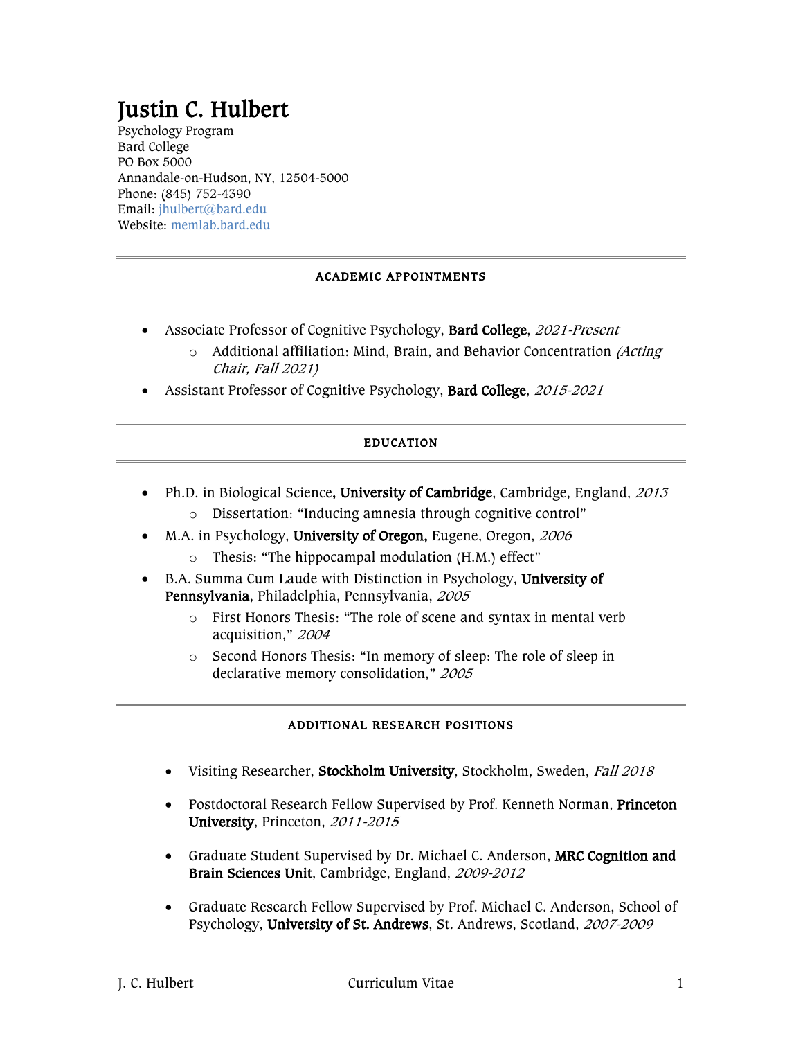# Justin C. Hulbert

Psychology Program
Bard College
PO Box 5000
Annandale-on-Hudson, NY, 12504-5000
Phone: (845) 752-4390
Email: jhulbert@bard.edu
Website: memlab.bard.edu

## ACADEMIC APPOINTMENTS

- Associate Professor of Cognitive Psychology, **Bard College**, *2021-Present*
  - Additional affiliation: Mind, Brain, and Behavior Concentration *(Acting Chair, Fall 2021)*
- Assistant Professor of Cognitive Psychology, **Bard College**, *2015-2021*

## EDUCATION

- Ph.D. in Biological Science**, University of Cambridge**, Cambridge, England, *2013*
  - Dissertation: "Inducing amnesia through cognitive control"
- M.A. in Psychology, **University of Oregon,** Eugene, Oregon, *2006*
  - Thesis: "The hippocampal modulation (H.M.) effect"
- B.A. Summa Cum Laude with Distinction in Psychology, **University of Pennsylvania**, Philadelphia, Pennsylvania, *2005*
  - First Honors Thesis: "The role of scene and syntax in mental verb acquisition," *2004*
  - Second Honors Thesis: "In memory of sleep: The role of sleep in declarative memory consolidation," *2005*

## ADDITIONAL RESEARCH POSITIONS

- Visiting Researcher, **Stockholm University**, Stockholm, Sweden, *Fall 2018*
- Postdoctoral Research Fellow Supervised by Prof. Kenneth Norman, **Princeton University**, Princeton, *2011-2015*
- Graduate Student Supervised by Dr. Michael C. Anderson, **MRC Cognition and Brain Sciences Unit**, Cambridge, England, *2009-2012*
- Graduate Research Fellow Supervised by Prof. Michael C. Anderson, School of Psychology, **University of St. Andrews**, St. Andrews, Scotland, *2007-2009*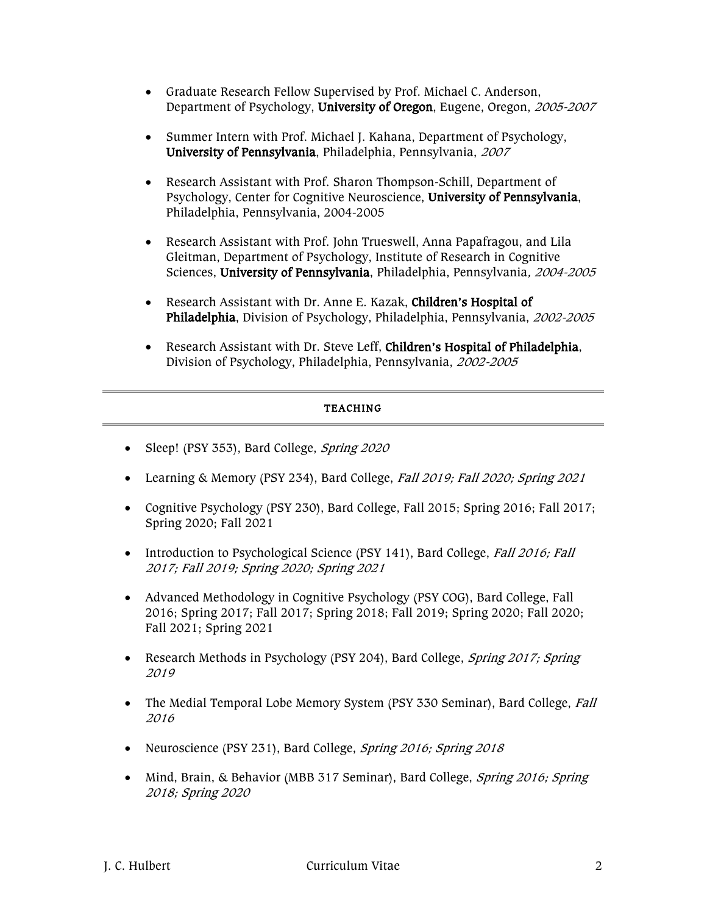- Graduate Research Fellow Supervised by Prof. Michael C. Anderson, Department of Psychology, **University of Oregon**, Eugene, Oregon, *2005-2007*

- Summer Intern with Prof. Michael J. Kahana, Department of Psychology, **University of Pennsylvania**, Philadelphia, Pennsylvania, *2007*

- Research Assistant with Prof. Sharon Thompson-Schill, Department of Psychology, Center for Cognitive Neuroscience, **University of Pennsylvania**, Philadelphia, Pennsylvania, 2004-2005

- Research Assistant with Prof. John Trueswell, Anna Papafragou, and Lila Gleitman, Department of Psychology, Institute of Research in Cognitive Sciences, **University of Pennsylvania**, Philadelphia, Pennsylvania*, 2004-2005*

- Research Assistant with Dr. Anne E. Kazak, **Children's Hospital of Philadelphia**, Division of Psychology, Philadelphia, Pennsylvania, *2002-2005*

- Research Assistant with Dr. Steve Leff, **Children's Hospital of Philadelphia**, Division of Psychology, Philadelphia, Pennsylvania, *2002-2005*

## TEACHING

- Sleep! (PSY 353), Bard College, *Spring 2020*

- Learning & Memory (PSY 234), Bard College, *Fall 2019; Fall 2020; Spring 2021*

- Cognitive Psychology (PSY 230), Bard College, Fall 2015; Spring 2016; Fall 2017; Spring 2020; Fall 2021

- Introduction to Psychological Science (PSY 141), Bard College, *Fall 2016; Fall 2017; Fall 2019; Spring 2020; Spring 2021*

- Advanced Methodology in Cognitive Psychology (PSY COG), Bard College, Fall 2016; Spring 2017; Fall 2017; Spring 2018; Fall 2019; Spring 2020; Fall 2020; Fall 2021; Spring 2021

- Research Methods in Psychology (PSY 204), Bard College, *Spring 2017; Spring 2019*

- The Medial Temporal Lobe Memory System (PSY 330 Seminar), Bard College, *Fall 2016*

- Neuroscience (PSY 231), Bard College, *Spring 2016; Spring 2018*

- Mind, Brain, & Behavior (MBB 317 Seminar), Bard College, *Spring 2016; Spring 2018; Spring 2020*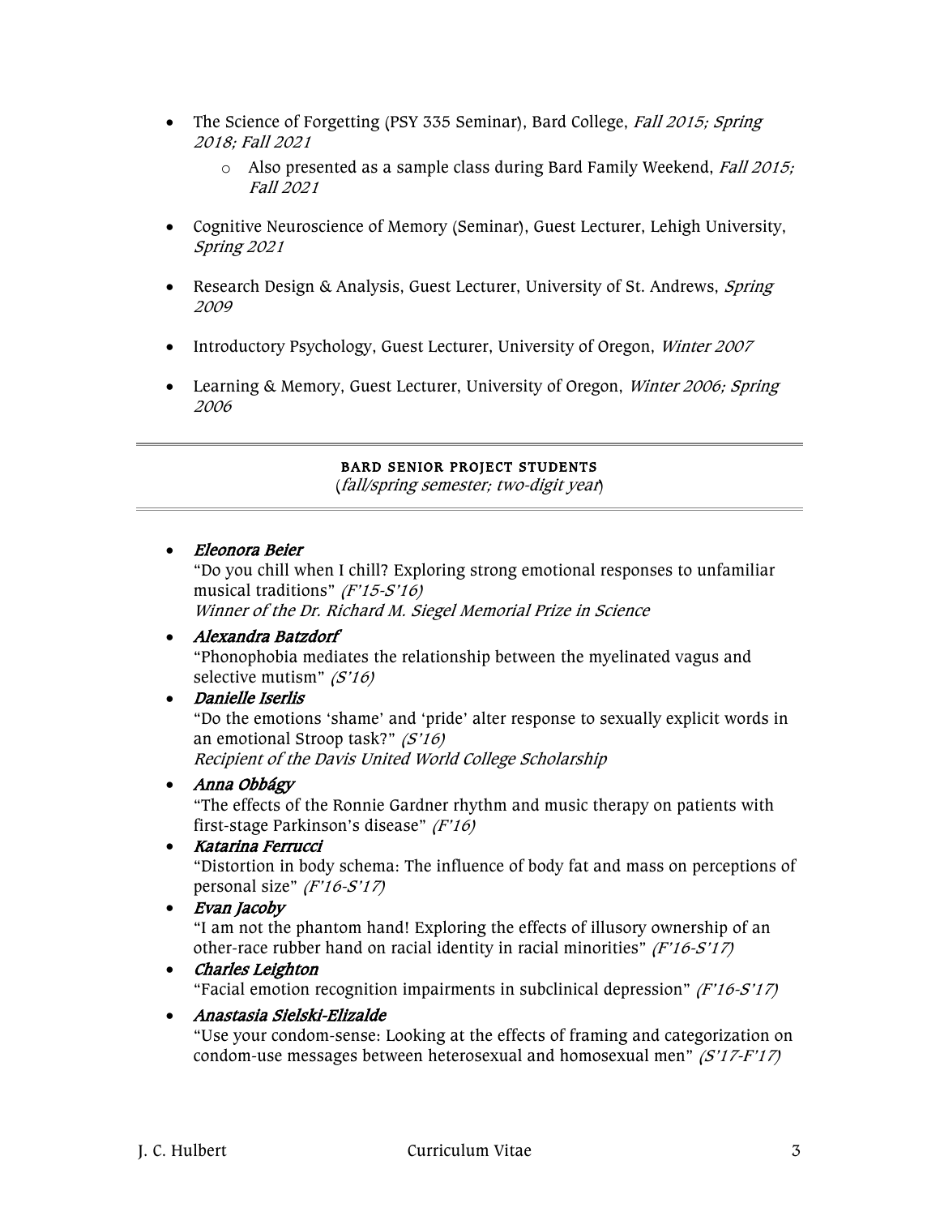- The Science of Forgetting (PSY 335 Seminar), Bard College, *Fall 2015; Spring 2018; Fall 2021*
    - Also presented as a sample class during Bard Family Weekend, *Fall 2015; Fall 2021*

- Cognitive Neuroscience of Memory (Seminar), Guest Lecturer, Lehigh University, *Spring 2021*

- Research Design & Analysis, Guest Lecturer, University of St. Andrews, *Spring 2009*

- Introductory Psychology, Guest Lecturer, University of Oregon, *Winter 2007*

- Learning & Memory, Guest Lecturer, University of Oregon, *Winter 2006; Spring 2006*

---

## BARD SENIOR PROJECT STUDENTS

(*fall/spring semester; two-digit year*)

---

- ***Eleonora Beier***
  "Do you chill when I chill? Exploring strong emotional responses to unfamiliar musical traditions" *(F'15-S'16)*
  *Winner of the Dr. Richard M. Siegel Memorial Prize in Science*
- ***Alexandra Batzdorf***
  "Phonophobia mediates the relationship between the myelinated vagus and selective mutism" *(S'16)*
- ***Danielle Iserlis***
  "Do the emotions 'shame' and 'pride' alter response to sexually explicit words in an emotional Stroop task?" *(S'16)*
  *Recipient of the Davis United World College Scholarship*
- ***Anna Obbágy***
  "The effects of the Ronnie Gardner rhythm and music therapy on patients with first-stage Parkinson's disease" *(F'16)*
- ***Katarina Ferrucci***
  "Distortion in body schema: The influence of body fat and mass on perceptions of personal size" *(F'16-S'17)*
- ***Evan Jacoby***
  "I am not the phantom hand! Exploring the effects of illusory ownership of an other-race rubber hand on racial identity in racial minorities" *(F'16-S'17)*
- ***Charles Leighton***
  "Facial emotion recognition impairments in subclinical depression" *(F'16-S'17)*
- ***Anastasia Sielski-Elizalde***
  "Use your condom-sense: Looking at the effects of framing and categorization on condom-use messages between heterosexual and homosexual men" *(S'17-F'17)*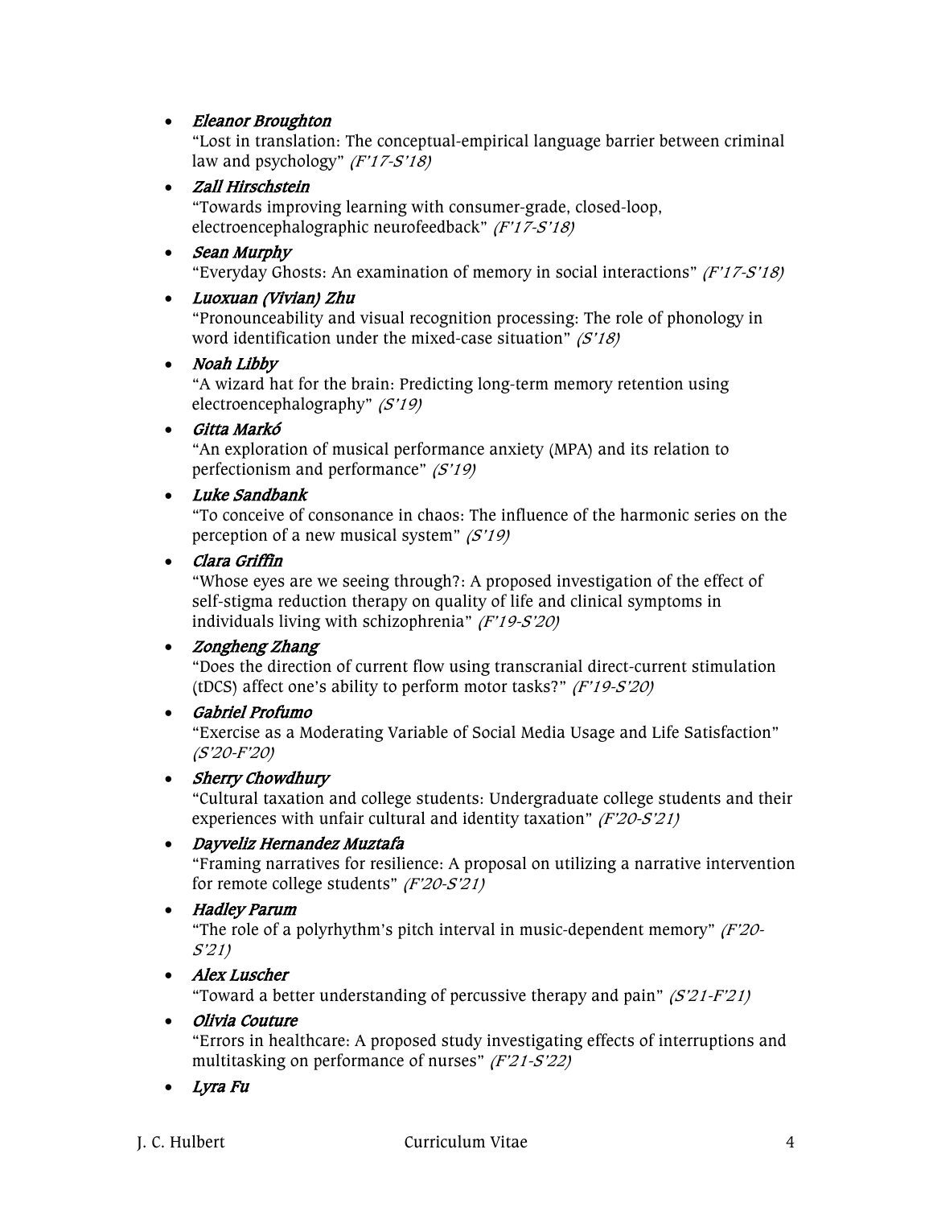- *Eleanor Broughton*
  "Lost in translation: The conceptual-empirical language barrier between criminal law and psychology" *(F'17-S'18)*
- *Zall Hirschstein*
  "Towards improving learning with consumer-grade, closed-loop, electroencephalographic neurofeedback" *(F'17-S'18)*
- *Sean Murphy*
  "Everyday Ghosts: An examination of memory in social interactions" *(F'17-S'18)*
- *Luoxuan (Vivian) Zhu*
  "Pronounceability and visual recognition processing: The role of phonology in word identification under the mixed-case situation" *(S'18)*
- *Noah Libby*
  "A wizard hat for the brain: Predicting long-term memory retention using electroencephalography" *(S'19)*
- *Gitta Markó*
  "An exploration of musical performance anxiety (MPA) and its relation to perfectionism and performance" *(S'19)*
- *Luke Sandbank*
  "To conceive of consonance in chaos: The influence of the harmonic series on the perception of a new musical system" *(S'19)*
- *Clara Griffin*
  "Whose eyes are we seeing through?: A proposed investigation of the effect of self-stigma reduction therapy on quality of life and clinical symptoms in individuals living with schizophrenia" *(F'19-S'20)*
- *Zongheng Zhang*
  "Does the direction of current flow using transcranial direct-current stimulation (tDCS) affect one's ability to perform motor tasks?" *(F'19-S'20)*
- *Gabriel Profumo*
  "Exercise as a Moderating Variable of Social Media Usage and Life Satisfaction" *(S'20-F'20)*
- *Sherry Chowdhury*
  "Cultural taxation and college students: Undergraduate college students and their experiences with unfair cultural and identity taxation" *(F'20-S'21)*
- *Dayveliz Hernandez Muztafa*
  "Framing narratives for resilience: A proposal on utilizing a narrative intervention for remote college students" *(F'20-S'21)*
- *Hadley Parum*
  "The role of a polyrhythm's pitch interval in music-dependent memory" *(F'20-S'21)*
- *Alex Luscher*
  "Toward a better understanding of percussive therapy and pain" *(S'21-F'21)*
- *Olivia Couture*
  "Errors in healthcare: A proposed study investigating effects of interruptions and multitasking on performance of nurses" *(F'21-S'22)*
- *Lyra Fu*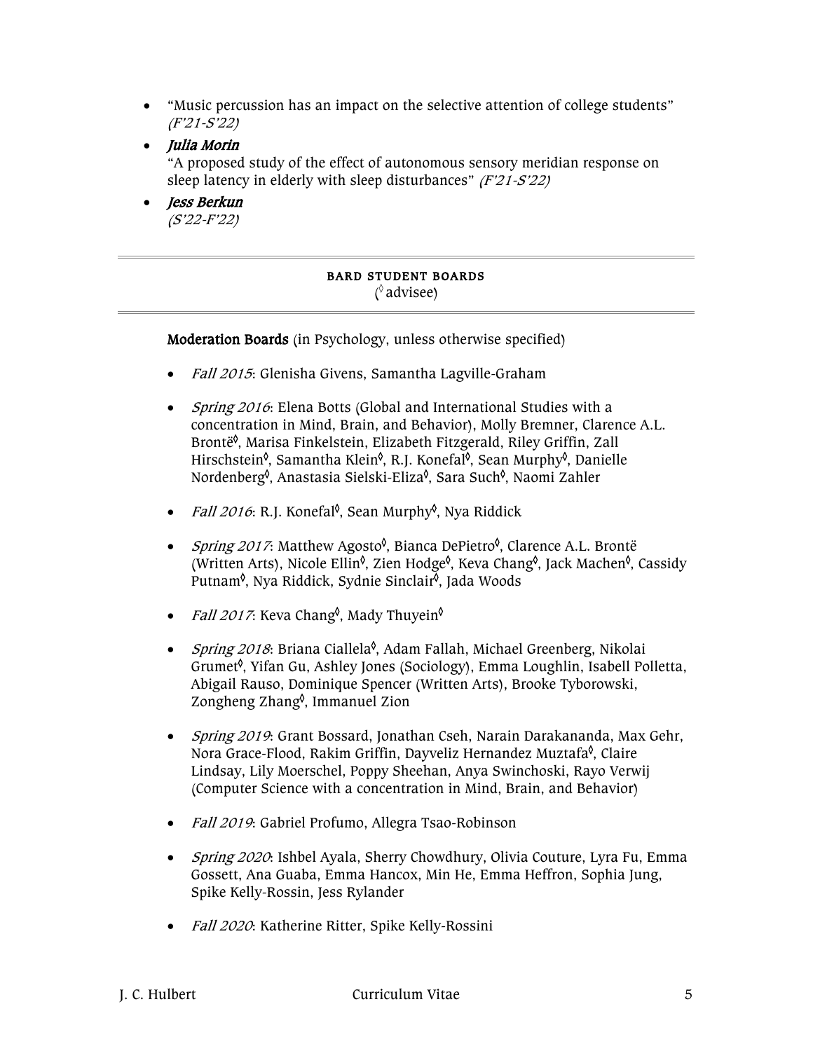- "Music percussion has an impact on the selective attention of college students" *(F'21-S'22)*
- ***Julia Morin***
  "A proposed study of the effect of autonomous sensory meridian response on sleep latency in elderly with sleep disturbances" *(F'21-S'22)*
- ***Jess Berkun***
  *(S'22-F'22)*

---

## BARD STUDENT BOARDS
(◊ advisee)

---

**Moderation Boards** (in Psychology, unless otherwise specified)

- *Fall 2015*: Glenisha Givens, Samantha Lagville-Graham
- *Spring 2016*: Elena Botts (Global and International Studies with a concentration in Mind, Brain, and Behavior), Molly Bremner, Clarence A.L. Brontë◊, Marisa Finkelstein, Elizabeth Fitzgerald, Riley Griffin, Zall Hirschstein◊, Samantha Klein◊, R.J. Konefal◊, Sean Murphy◊, Danielle Nordenberg◊, Anastasia Sielski-Eliza◊, Sara Such◊, Naomi Zahler
- *Fall 2016*: R.J. Konefal◊, Sean Murphy◊, Nya Riddick
- *Spring 2017*: Matthew Agosto◊, Bianca DePietro◊, Clarence A.L. Brontë (Written Arts), Nicole Ellin◊, Zien Hodge◊, Keva Chang◊, Jack Machen◊, Cassidy Putnam◊, Nya Riddick, Sydnie Sinclair◊, Jada Woods
- *Fall 2017*: Keva Chang◊, Mady Thuyein◊
- *Spring 2018*: Briana Ciallela◊, Adam Fallah, Michael Greenberg, Nikolai Grumet◊, Yifan Gu, Ashley Jones (Sociology), Emma Loughlin, Isabell Polletta, Abigail Rauso, Dominique Spencer (Written Arts), Brooke Tyborowski, Zongheng Zhang◊, Immanuel Zion
- *Spring 2019*: Grant Bossard, Jonathan Cseh, Narain Darakananda, Max Gehr, Nora Grace-Flood, Rakim Griffin, Dayveliz Hernandez Muztafa◊, Claire Lindsay, Lily Moerschel, Poppy Sheehan, Anya Swinchoski, Rayo Verwij (Computer Science with a concentration in Mind, Brain, and Behavior)
- *Fall 2019*: Gabriel Profumo, Allegra Tsao-Robinson
- *Spring 2020*: Ishbel Ayala, Sherry Chowdhury, Olivia Couture, Lyra Fu, Emma Gossett, Ana Guaba, Emma Hancox, Min He, Emma Heffron, Sophia Jung, Spike Kelly-Rossin, Jess Rylander
- *Fall 2020*: Katherine Ritter, Spike Kelly-Rossini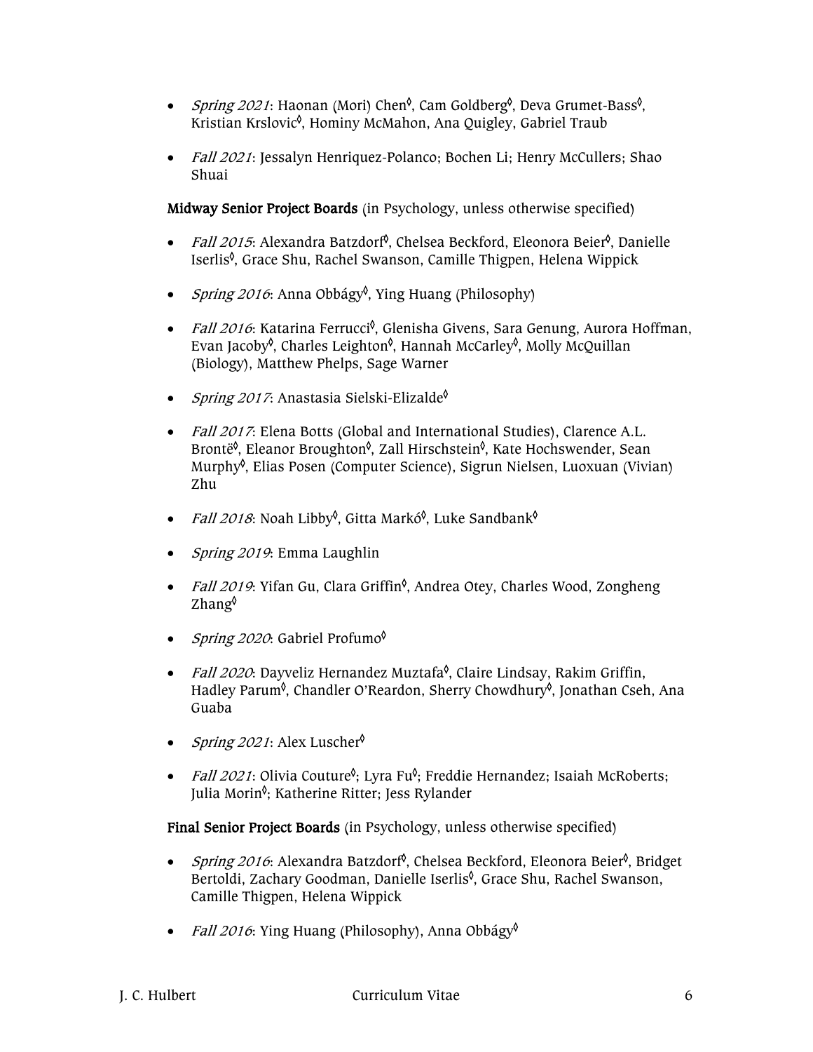- *Spring 2021*: Haonan (Mori) Chen◊, Cam Goldberg◊, Deva Grumet-Bass◊, Kristian Krslovic◊, Hominy McMahon, Ana Quigley, Gabriel Traub

- *Fall 2021*: Jessalyn Henriquez-Polanco; Bochen Li; Henry McCullers; Shao Shuai

**Midway Senior Project Boards** (in Psychology, unless otherwise specified)

- *Fall 2015*: Alexandra Batzdorf◊, Chelsea Beckford, Eleonora Beier◊, Danielle Iserlis◊, Grace Shu, Rachel Swanson, Camille Thigpen, Helena Wippick

- *Spring 2016*: Anna Obbágy◊, Ying Huang (Philosophy)

- *Fall 2016*: Katarina Ferrucci◊, Glenisha Givens, Sara Genung, Aurora Hoffman, Evan Jacoby◊, Charles Leighton◊, Hannah McCarley◊, Molly McQuillan (Biology), Matthew Phelps, Sage Warner

- *Spring 2017*: Anastasia Sielski-Elizalde◊

- *Fall 2017*: Elena Botts (Global and International Studies), Clarence A.L. Brontë◊, Eleanor Broughton◊, Zall Hirschstein◊, Kate Hochswender, Sean Murphy◊, Elias Posen (Computer Science), Sigrun Nielsen, Luoxuan (Vivian) Zhu

- *Fall 2018*: Noah Libby◊, Gitta Markó◊, Luke Sandbank◊

- *Spring 2019*: Emma Laughlin

- *Fall 2019*: Yifan Gu, Clara Griffin◊, Andrea Otey, Charles Wood, Zongheng Zhang◊

- *Spring 2020*: Gabriel Profumo◊

- *Fall 2020*: Dayveliz Hernandez Muztafa◊, Claire Lindsay, Rakim Griffin, Hadley Parum◊, Chandler O'Reardon, Sherry Chowdhury◊, Jonathan Cseh, Ana Guaba

- *Spring 2021*: Alex Luscher◊

- *Fall 2021*: Olivia Couture◊; Lyra Fu◊; Freddie Hernandez; Isaiah McRoberts; Julia Morin◊; Katherine Ritter; Jess Rylander

**Final Senior Project Boards** (in Psychology, unless otherwise specified)

- *Spring 2016*: Alexandra Batzdorf◊, Chelsea Beckford, Eleonora Beier◊, Bridget Bertoldi, Zachary Goodman, Danielle Iserlis◊, Grace Shu, Rachel Swanson, Camille Thigpen, Helena Wippick

- *Fall 2016*: Ying Huang (Philosophy), Anna Obbágy◊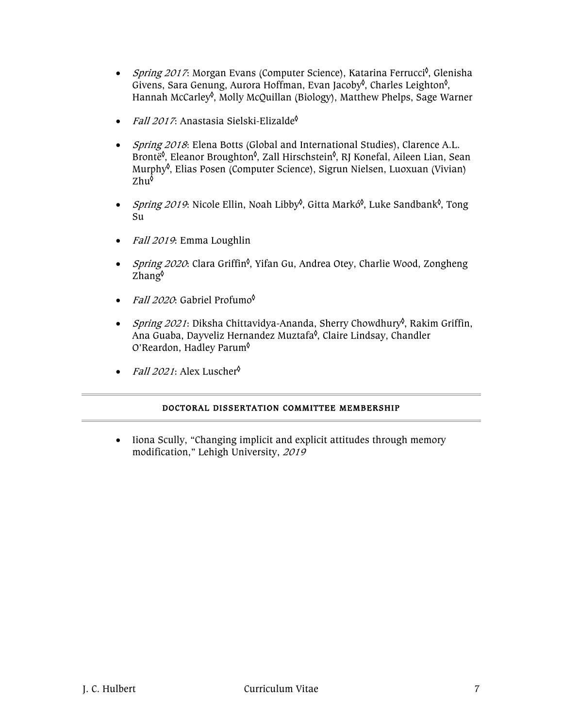- *Spring 2017*: Morgan Evans (Computer Science), Katarina Ferrucci◊, Glenisha Givens, Sara Genung, Aurora Hoffman, Evan Jacoby◊, Charles Leighton◊, Hannah McCarley◊, Molly McQuillan (Biology), Matthew Phelps, Sage Warner

- *Fall 2017*: Anastasia Sielski-Elizalde◊

- *Spring 2018*: Elena Botts (Global and International Studies), Clarence A.L. Brontë◊, Eleanor Broughton◊, Zall Hirschstein◊, RJ Konefal, Aileen Lian, Sean Murphy◊, Elias Posen (Computer Science), Sigrun Nielsen, Luoxuan (Vivian) Zhu◊

- *Spring 2019*: Nicole Ellin, Noah Libby◊, Gitta Markó◊, Luke Sandbank◊, Tong Su

- *Fall 2019*: Emma Loughlin

- *Spring 2020*: Clara Griffin◊, Yifan Gu, Andrea Otey, Charlie Wood, Zongheng Zhang◊

- *Fall 2020*: Gabriel Profumo◊

- *Spring 2021*: Diksha Chittavidya-Ananda, Sherry Chowdhury◊, Rakim Griffin, Ana Guaba, Dayveliz Hernandez Muztafa◊, Claire Lindsay, Chandler O'Reardon, Hadley Parum◊

- *Fall 2021*: Alex Luscher◊

## DOCTORAL DISSERTATION COMMITTEE MEMBERSHIP

- Iiona Scully, "Changing implicit and explicit attitudes through memory modification," Lehigh University, *2019*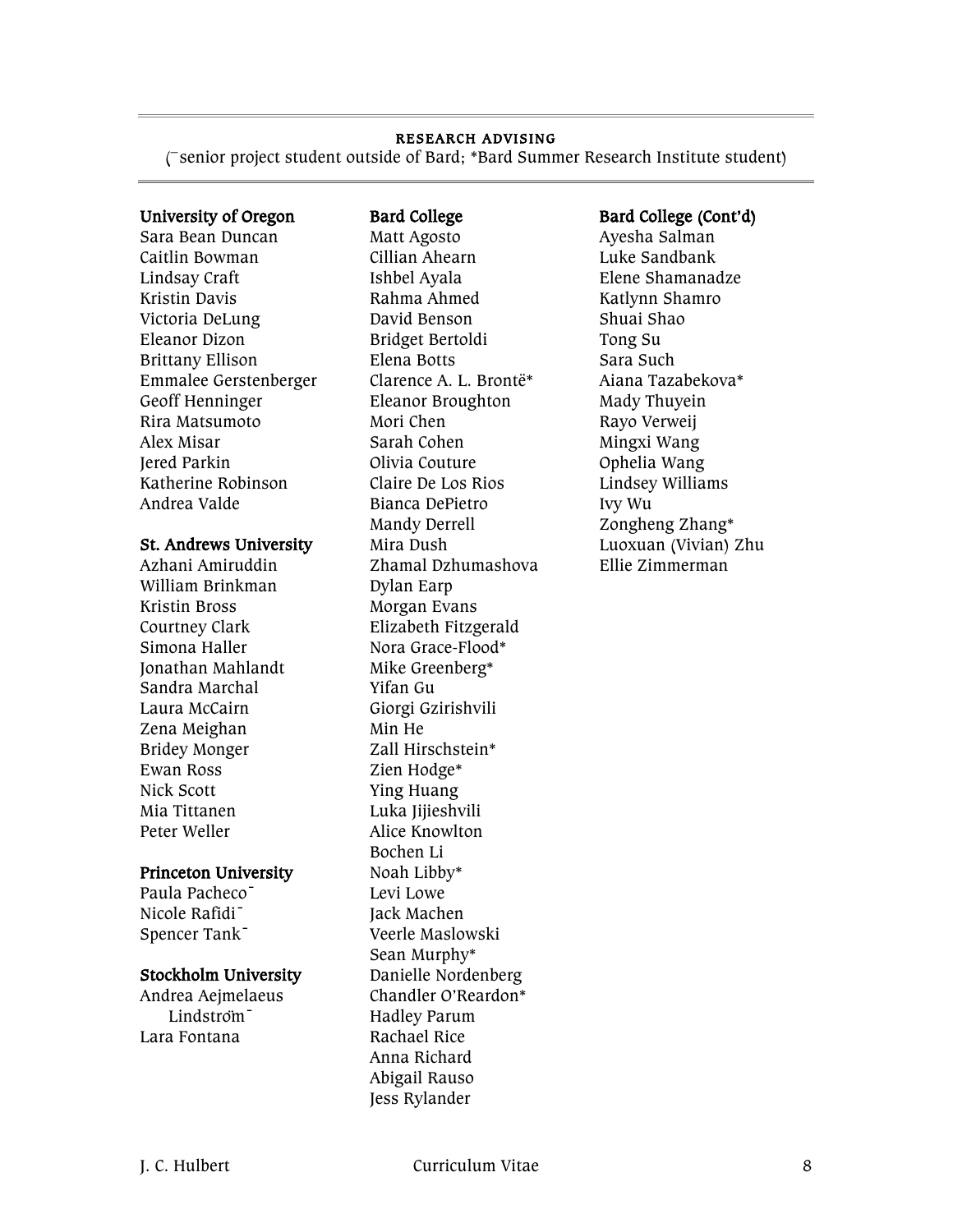## RESEARCH ADVISING

(¯senior project student outside of Bard; *Bard Summer Research Institute student)

**University of Oregon**

Sara Bean Duncan
Caitlin Bowman
Lindsay Craft
Kristin Davis
Victoria DeLung
Eleanor Dizon
Brittany Ellison
Emmalee Gerstenberger
Geoff Henninger
Rira Matsumoto
Alex Misar
Jered Parkin
Katherine Robinson
Andrea Valde

**St. Andrews University**

Azhani Amiruddin
William Brinkman
Kristin Bross
Courtney Clark
Simona Haller
Jonathan Mahlandt
Sandra Marchal
Laura McCairn
Zena Meighan
Bridey Monger
Ewan Ross
Nick Scott
Mia Tittanen
Peter Weller

**Princeton University**

Paula Pacheco¯
Nicole Rafidi¯
Spencer Tank¯

**Stockholm University**

Andrea Aejmelaeus Lindström¯
Lara Fontana

**Bard College**

Matt Agosto
Cillian Ahearn
Ishbel Ayala
Rahma Ahmed
David Benson
Bridget Bertoldi
Elena Botts
Clarence A. L. Brontë*
Eleanor Broughton
Mori Chen
Sarah Cohen
Olivia Couture
Claire De Los Rios
Bianca DePietro
Mandy Derrell
Mira Dush
Zhamal Dzhumashova
Dylan Earp
Morgan Evans
Elizabeth Fitzgerald
Nora Grace-Flood*
Mike Greenberg*
Yifan Gu
Giorgi Gzirishvili
Min He
Zall Hirschstein*
Zien Hodge*
Ying Huang
Luka Jijieshvili
Alice Knowlton
Bochen Li
Noah Libby*
Levi Lowe
Jack Machen
Veerle Maslowski
Sean Murphy*
Danielle Nordenberg
Chandler O'Reardon*
Hadley Parum
Rachael Rice
Anna Richard
Abigail Rauso
Jess Rylander

**Bard College (Cont'd)**

Ayesha Salman
Luke Sandbank
Elene Shamanadze
Katlynn Shamro
Shuai Shao
Tong Su
Sara Such
Aiana Tazabekova*
Mady Thuyein
Rayo Verweij
Mingxi Wang
Ophelia Wang
Lindsey Williams
Ivy Wu
Zongheng Zhang*
Luoxuan (Vivian) Zhu
Ellie Zimmerman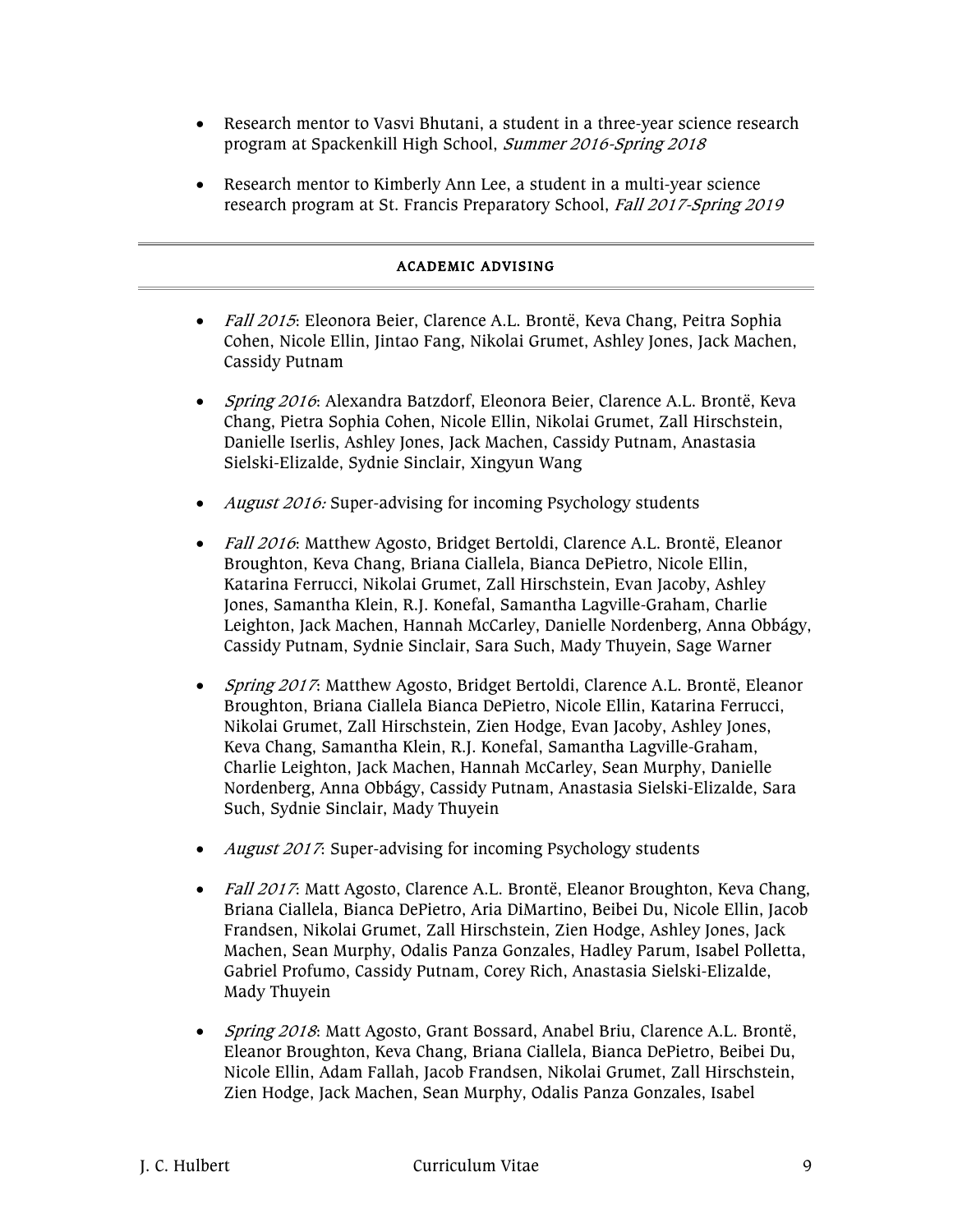- Research mentor to Vasvi Bhutani, a student in a three-year science research program at Spackenkill High School, *Summer 2016-Spring 2018*

- Research mentor to Kimberly Ann Lee, a student in a multi-year science research program at St. Francis Preparatory School, *Fall 2017-Spring 2019*

## ACADEMIC ADVISING

- *Fall 2015*: Eleonora Beier, Clarence A.L. Brontë, Keva Chang, Peitra Sophia Cohen, Nicole Ellin, Jintao Fang, Nikolai Grumet, Ashley Jones, Jack Machen, Cassidy Putnam

- *Spring 2016*: Alexandra Batzdorf, Eleonora Beier, Clarence A.L. Brontë, Keva Chang, Pietra Sophia Cohen, Nicole Ellin, Nikolai Grumet, Zall Hirschstein, Danielle Iserlis, Ashley Jones, Jack Machen, Cassidy Putnam, Anastasia Sielski-Elizalde, Sydnie Sinclair, Xingyun Wang

- *August 2016:* Super-advising for incoming Psychology students

- *Fall 2016*: Matthew Agosto, Bridget Bertoldi, Clarence A.L. Brontë, Eleanor Broughton, Keva Chang, Briana Ciallela, Bianca DePietro, Nicole Ellin, Katarina Ferrucci, Nikolai Grumet, Zall Hirschstein, Evan Jacoby, Ashley Jones, Samantha Klein, R.J. Konefal, Samantha Lagville-Graham, Charlie Leighton, Jack Machen, Hannah McCarley, Danielle Nordenberg, Anna Obbágy, Cassidy Putnam, Sydnie Sinclair, Sara Such, Mady Thuyein, Sage Warner

- *Spring 2017*: Matthew Agosto, Bridget Bertoldi, Clarence A.L. Brontë, Eleanor Broughton, Briana Ciallela Bianca DePietro, Nicole Ellin, Katarina Ferrucci, Nikolai Grumet, Zall Hirschstein, Zien Hodge, Evan Jacoby, Ashley Jones, Keva Chang, Samantha Klein, R.J. Konefal, Samantha Lagville-Graham, Charlie Leighton, Jack Machen, Hannah McCarley, Sean Murphy, Danielle Nordenberg, Anna Obbágy, Cassidy Putnam, Anastasia Sielski-Elizalde, Sara Such, Sydnie Sinclair, Mady Thuyein

- *August 2017*: Super-advising for incoming Psychology students

- *Fall 2017*: Matt Agosto, Clarence A.L. Brontë, Eleanor Broughton, Keva Chang, Briana Ciallela, Bianca DePietro, Aria DiMartino, Beibei Du, Nicole Ellin, Jacob Frandsen, Nikolai Grumet, Zall Hirschstein, Zien Hodge, Ashley Jones, Jack Machen, Sean Murphy, Odalis Panza Gonzales, Hadley Parum, Isabel Polletta, Gabriel Profumo, Cassidy Putnam, Corey Rich, Anastasia Sielski-Elizalde, Mady Thuyein

- *Spring 2018*: Matt Agosto, Grant Bossard, Anabel Briu, Clarence A.L. Brontë, Eleanor Broughton, Keva Chang, Briana Ciallela, Bianca DePietro, Beibei Du, Nicole Ellin, Adam Fallah, Jacob Frandsen, Nikolai Grumet, Zall Hirschstein, Zien Hodge, Jack Machen, Sean Murphy, Odalis Panza Gonzales, Isabel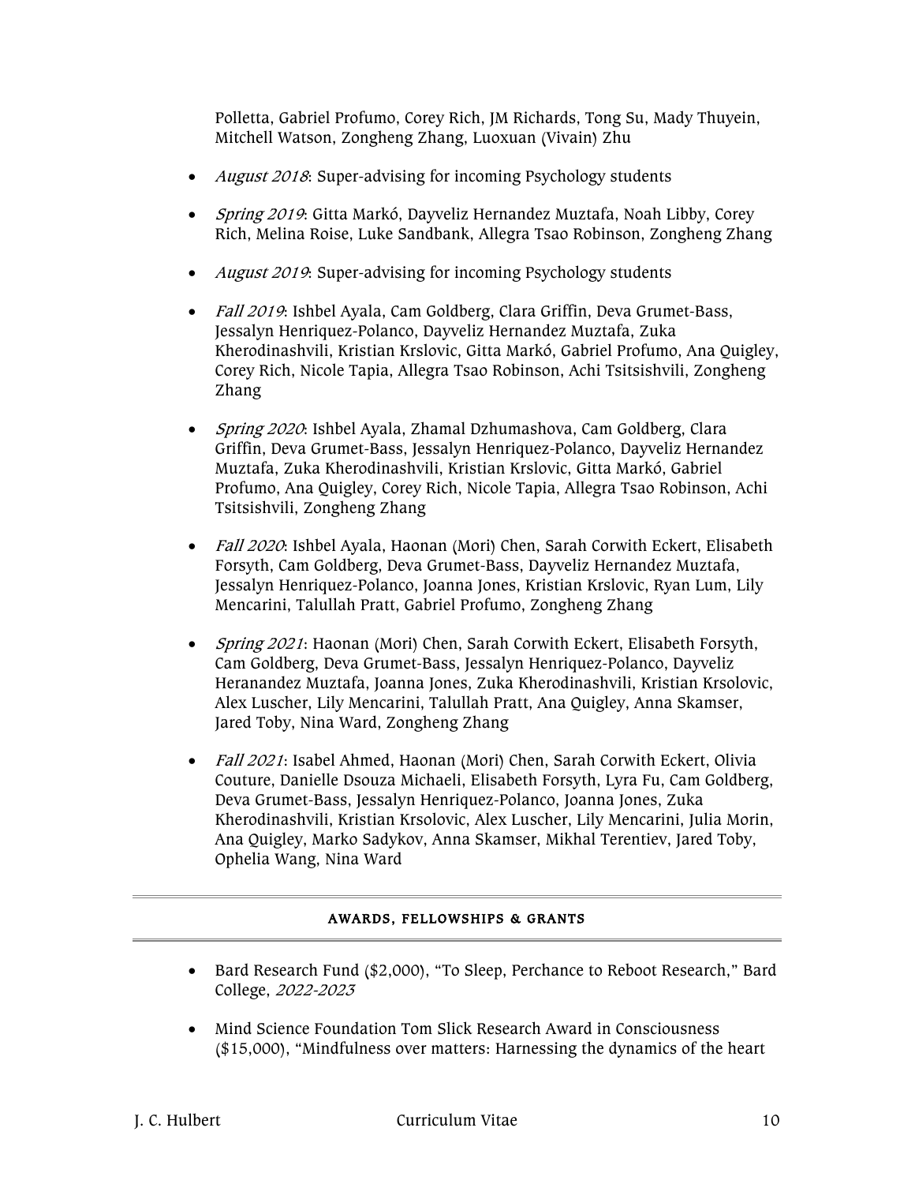Polletta, Gabriel Profumo, Corey Rich, JM Richards, Tong Su, Mady Thuyein, Mitchell Watson, Zongheng Zhang, Luoxuan (Vivain) Zhu

- *August 2018*: Super-advising for incoming Psychology students
- *Spring 2019*: Gitta Markó, Dayveliz Hernandez Muztafa, Noah Libby, Corey Rich, Melina Roise, Luke Sandbank, Allegra Tsao Robinson, Zongheng Zhang
- *August 2019*: Super-advising for incoming Psychology students
- *Fall 2019*: Ishbel Ayala, Cam Goldberg, Clara Griffin, Deva Grumet-Bass, Jessalyn Henriquez-Polanco, Dayveliz Hernandez Muztafa, Zuka Kherodinashvili, Kristian Krslovic, Gitta Markó, Gabriel Profumo, Ana Quigley, Corey Rich, Nicole Tapia, Allegra Tsao Robinson, Achi Tsitsishvili, Zongheng Zhang
- *Spring 2020*: Ishbel Ayala, Zhamal Dzhumashova, Cam Goldberg, Clara Griffin, Deva Grumet-Bass, Jessalyn Henriquez-Polanco, Dayveliz Hernandez Muztafa, Zuka Kherodinashvili, Kristian Krslovic, Gitta Markó, Gabriel Profumo, Ana Quigley, Corey Rich, Nicole Tapia, Allegra Tsao Robinson, Achi Tsitsishvili, Zongheng Zhang
- *Fall 2020*: Ishbel Ayala, Haonan (Mori) Chen, Sarah Corwith Eckert, Elisabeth Forsyth, Cam Goldberg, Deva Grumet-Bass, Dayveliz Hernandez Muztafa, Jessalyn Henriquez-Polanco, Joanna Jones, Kristian Krslovic, Ryan Lum, Lily Mencarini, Talullah Pratt, Gabriel Profumo, Zongheng Zhang
- *Spring 2021*: Haonan (Mori) Chen, Sarah Corwith Eckert, Elisabeth Forsyth, Cam Goldberg, Deva Grumet-Bass, Jessalyn Henriquez-Polanco, Dayveliz Heranandez Muztafa, Joanna Jones, Zuka Kherodinashvili, Kristian Krsolovic, Alex Luscher, Lily Mencarini, Talullah Pratt, Ana Quigley, Anna Skamser, Jared Toby, Nina Ward, Zongheng Zhang
- *Fall 2021*: Isabel Ahmed, Haonan (Mori) Chen, Sarah Corwith Eckert, Olivia Couture, Danielle Dsouza Michaeli, Elisabeth Forsyth, Lyra Fu, Cam Goldberg, Deva Grumet-Bass, Jessalyn Henriquez-Polanco, Joanna Jones, Zuka Kherodinashvili, Kristian Krsolovic, Alex Luscher, Lily Mencarini, Julia Morin, Ana Quigley, Marko Sadykov, Anna Skamser, Mikhal Terentiev, Jared Toby, Ophelia Wang, Nina Ward

## AWARDS, FELLOWSHIPS & GRANTS

- Bard Research Fund ($2,000), "To Sleep, Perchance to Reboot Research," Bard College, *2022-2023*
- Mind Science Foundation Tom Slick Research Award in Consciousness ($15,000), "Mindfulness over matters: Harnessing the dynamics of the heart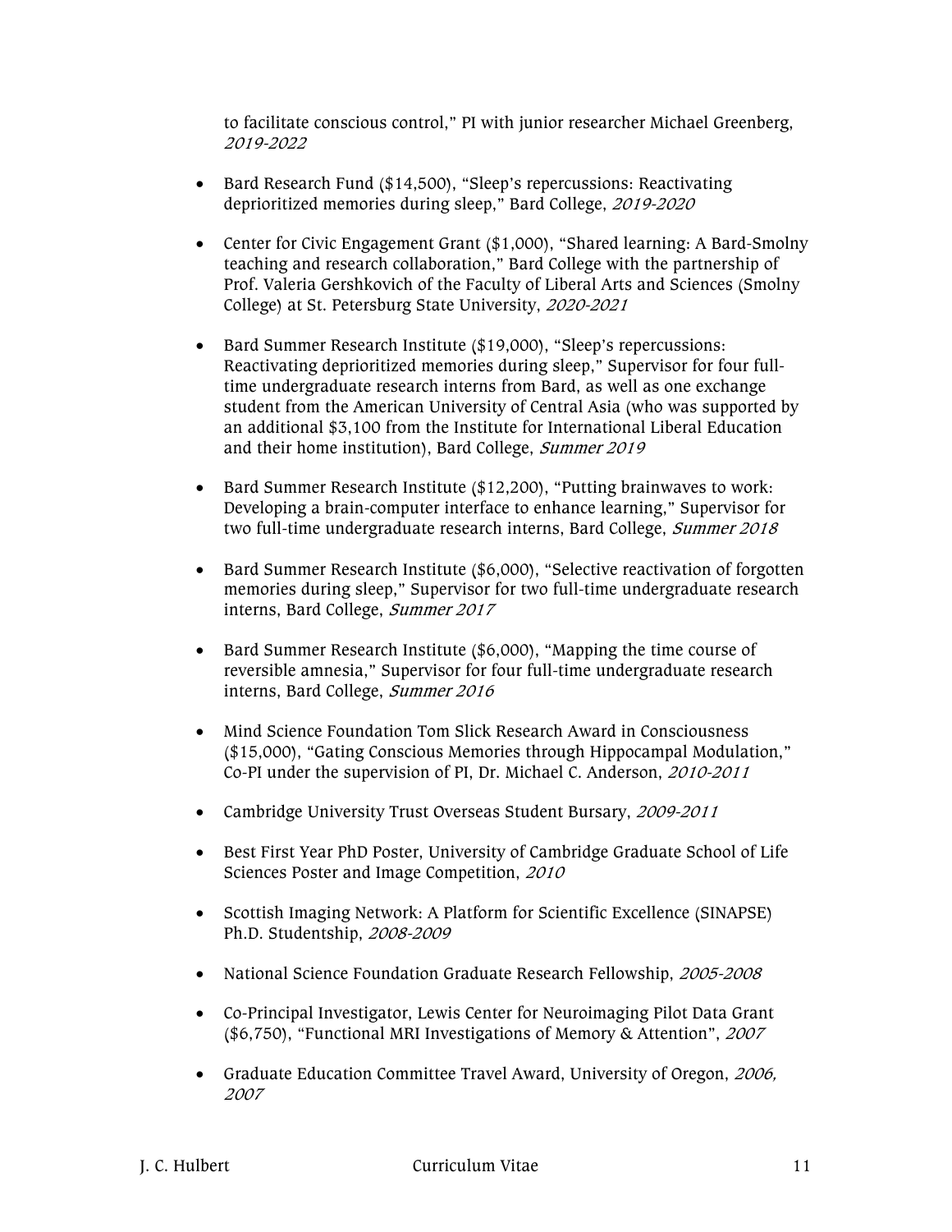to facilitate conscious control," PI with junior researcher Michael Greenberg, *2019-2022*

- Bard Research Fund ($14,500), "Sleep's repercussions: Reactivating deprioritized memories during sleep," Bard College, *2019-2020*

- Center for Civic Engagement Grant ($1,000), "Shared learning: A Bard-Smolny teaching and research collaboration," Bard College with the partnership of Prof. Valeria Gershkovich of the Faculty of Liberal Arts and Sciences (Smolny College) at St. Petersburg State University, *2020-2021*

- Bard Summer Research Institute ($19,000), "Sleep's repercussions: Reactivating deprioritized memories during sleep," Supervisor for four full-time undergraduate research interns from Bard, as well as one exchange student from the American University of Central Asia (who was supported by an additional $3,100 from the Institute for International Liberal Education and their home institution), Bard College, *Summer 2019*

- Bard Summer Research Institute ($12,200), "Putting brainwaves to work: Developing a brain-computer interface to enhance learning," Supervisor for two full-time undergraduate research interns, Bard College, *Summer 2018*

- Bard Summer Research Institute ($6,000), "Selective reactivation of forgotten memories during sleep," Supervisor for two full-time undergraduate research interns, Bard College, *Summer 2017*

- Bard Summer Research Institute ($6,000), "Mapping the time course of reversible amnesia," Supervisor for four full-time undergraduate research interns, Bard College, *Summer 2016*

- Mind Science Foundation Tom Slick Research Award in Consciousness ($15,000), "Gating Conscious Memories through Hippocampal Modulation," Co-PI under the supervision of PI, Dr. Michael C. Anderson, *2010-2011*

- Cambridge University Trust Overseas Student Bursary, *2009-2011*

- Best First Year PhD Poster, University of Cambridge Graduate School of Life Sciences Poster and Image Competition, *2010*

- Scottish Imaging Network: A Platform for Scientific Excellence (SINAPSE) Ph.D. Studentship, *2008-2009*

- National Science Foundation Graduate Research Fellowship, *2005-2008*

- Co-Principal Investigator, Lewis Center for Neuroimaging Pilot Data Grant ($6,750), "Functional MRI Investigations of Memory & Attention", *2007*

- Graduate Education Committee Travel Award, University of Oregon, *2006, 2007*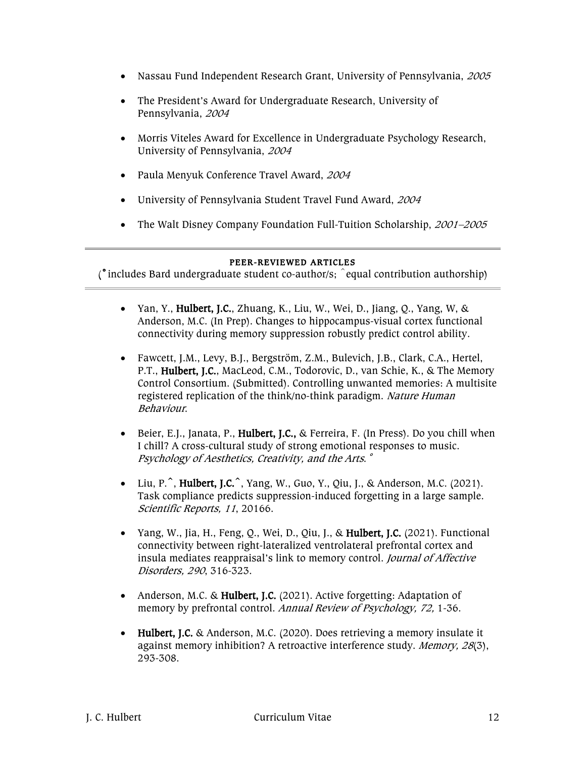- Nassau Fund Independent Research Grant, University of Pennsylvania, *2005*

- The President's Award for Undergraduate Research, University of Pennsylvania, *2004*

- Morris Viteles Award for Excellence in Undergraduate Psychology Research, University of Pennsylvania, *2004*

- Paula Menyuk Conference Travel Award, *2004*

- University of Pennsylvania Student Travel Fund Award, *2004*

- The Walt Disney Company Foundation Full-Tuition Scholarship, *2001–2005*

---

## PEER-REVIEWED ARTICLES

(° includes Bard undergraduate student co-author/s; ^ equal contribution authorship)

---

- Yan, Y., **Hulbert, J.C.**, Zhuang, K., Liu, W., Wei, D., Jiang, Q., Yang, W, & Anderson, M.C. (In Prep). Changes to hippocampus-visual cortex functional connectivity during memory suppression robustly predict control ability.

- Fawcett, J.M., Levy, B.J., Bergström, Z.M., Bulevich, J.B., Clark, C.A., Hertel, P.T., **Hulbert, J.C.**, MacLeod, C.M., Todorovic, D., van Schie, K., & The Memory Control Consortium. (Submitted). Controlling unwanted memories: A multisite registered replication of the think/no-think paradigm. *Nature Human Behaviour*.

- Beier, E.J., Janata, P., **Hulbert, J.C.,** & Ferreira, F. (In Press). Do you chill when I chill? A cross-cultural study of strong emotional responses to music. *Psychology of Aesthetics, Creativity, and the Arts*. °

- Liu, P.^, **Hulbert, J.C.**^, Yang, W., Guo, Y., Qiu, J., & Anderson, M.C. (2021). Task compliance predicts suppression-induced forgetting in a large sample. *Scientific Reports, 11*, 20166.

- Yang, W., Jia, H., Feng, Q., Wei, D., Qiu, J., & **Hulbert, J.C.** (2021). Functional connectivity between right-lateralized ventrolateral prefrontal cortex and insula mediates reappraisal's link to memory control. *Journal of Affective Disorders, 290*, 316-323.

- Anderson, M.C. & **Hulbert, J.C.** (2021). Active forgetting: Adaptation of memory by prefrontal control. *Annual Review of Psychology, 72,* 1-36.

- **Hulbert, J.C.** & Anderson, M.C. (2020). Does retrieving a memory insulate it against memory inhibition? A retroactive interference study. *Memory, 28*(3), 293-308.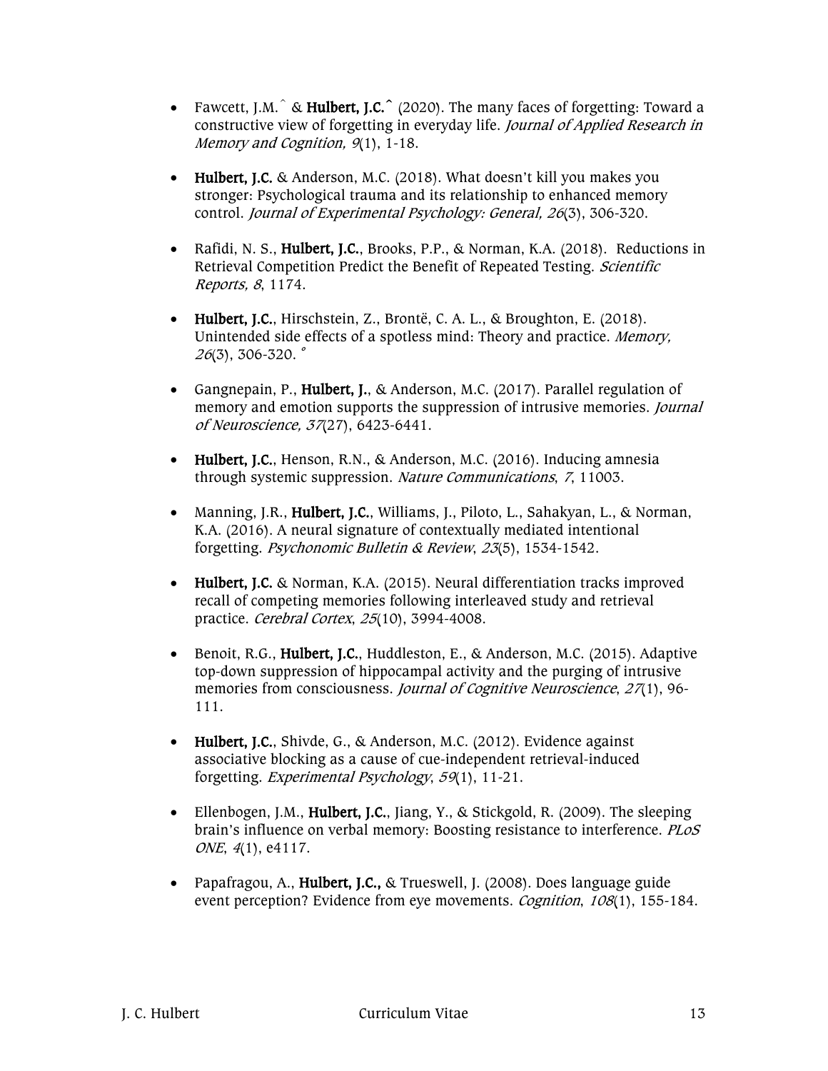- Fawcett, J.M.^ & **Hulbert, J.C.^** (2020). The many faces of forgetting: Toward a constructive view of forgetting in everyday life. *Journal of Applied Research in Memory and Cognition, 9*(1), 1-18.

- **Hulbert, J.C.** & Anderson, M.C. (2018). What doesn't kill you makes you stronger: Psychological trauma and its relationship to enhanced memory control. *Journal of Experimental Psychology: General, 26*(3), 306-320.

- Rafidi, N. S., **Hulbert, J.C.**, Brooks, P.P., & Norman, K.A. (2018). Reductions in Retrieval Competition Predict the Benefit of Repeated Testing. *Scientific Reports, 8*, 1174.

- **Hulbert, J.C.**, Hirschstein, Z., Brontë, C. A. L., & Broughton, E. (2018). Unintended side effects of a spotless mind: Theory and practice. *Memory, 26*(3), 306-320. °

- Gangnepain, P., **Hulbert, J.**, & Anderson, M.C. (2017). Parallel regulation of memory and emotion supports the suppression of intrusive memories. *Journal of Neuroscience, 37*(27), 6423-6441.

- **Hulbert, J.C.**, Henson, R.N., & Anderson, M.C. (2016). Inducing amnesia through systemic suppression. *Nature Communications*, *7*, 11003.

- Manning, J.R., **Hulbert, J.C.**, Williams, J., Piloto, L., Sahakyan, L., & Norman, K.A. (2016). A neural signature of contextually mediated intentional forgetting. *Psychonomic Bulletin & Review*, *23*(5), 1534-1542.

- **Hulbert, J.C.** & Norman, K.A. (2015). Neural differentiation tracks improved recall of competing memories following interleaved study and retrieval practice. *Cerebral Cortex*, *25*(10), 3994-4008.

- Benoit, R.G., **Hulbert, J.C.**, Huddleston, E., & Anderson, M.C. (2015). Adaptive top-down suppression of hippocampal activity and the purging of intrusive memories from consciousness. *Journal of Cognitive Neuroscience*, *27*(1), 96-111.

- **Hulbert, J.C.**, Shivde, G., & Anderson, M.C. (2012). Evidence against associative blocking as a cause of cue-independent retrieval-induced forgetting. *Experimental Psychology*, *59*(1), 11-21.

- Ellenbogen, J.M., **Hulbert, J.C.**, Jiang, Y., & Stickgold, R. (2009). The sleeping brain's influence on verbal memory: Boosting resistance to interference. *PLoS ONE*, *4*(1), e4117.

- Papafragou, A., **Hulbert, J.C.,** & Trueswell, J. (2008). Does language guide event perception? Evidence from eye movements. *Cognition*, *108*(1), 155-184.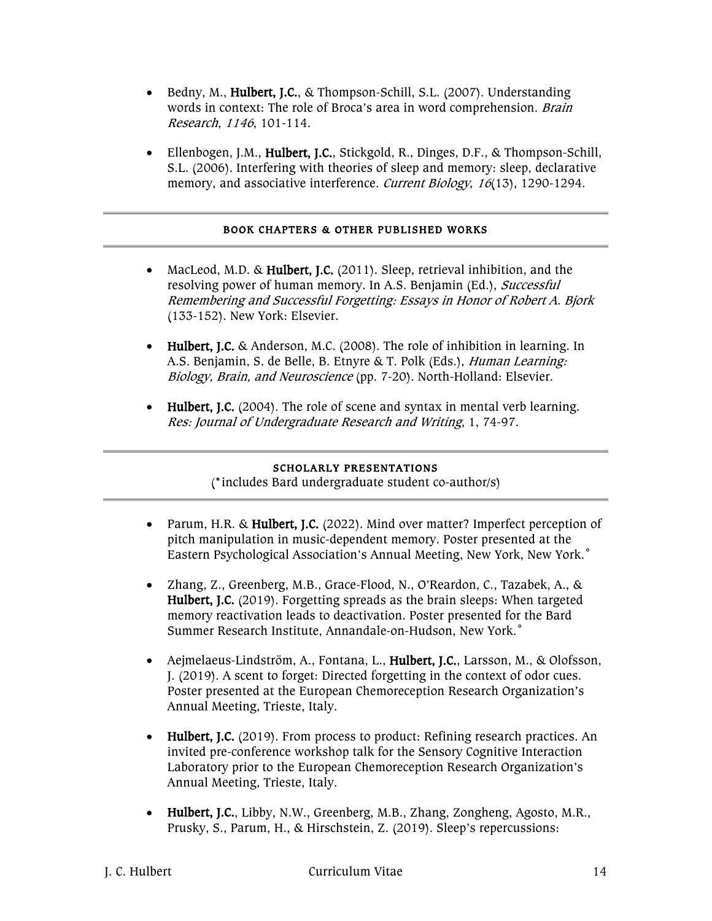- Bedny, M., **Hulbert, J.C.**, & Thompson-Schill, S.L. (2007). Understanding words in context: The role of Broca's area in word comprehension. *Brain Research*, *1146*, 101-114.

- Ellenbogen, J.M., **Hulbert, J.C.**, Stickgold, R., Dinges, D.F., & Thompson-Schill, S.L. (2006). Interfering with theories of sleep and memory: sleep, declarative memory, and associative interference. *Current Biology*, *16*(13), 1290-1294.

## BOOK CHAPTERS & OTHER PUBLISHED WORKS

- MacLeod, M.D. & **Hulbert, J.C.** (2011). Sleep, retrieval inhibition, and the resolving power of human memory. In A.S. Benjamin (Ed.), *Successful Remembering and Successful Forgetting: Essays in Honor of Robert A. Bjork* (133-152). New York: Elsevier.

- **Hulbert, J.C.** & Anderson, M.C. (2008). The role of inhibition in learning. In A.S. Benjamin, S. de Belle, B. Etnyre & T. Polk (Eds.), *Human Learning: Biology, Brain, and Neuroscience* (pp. 7-20). North-Holland: Elsevier.

- **Hulbert, J.C.** (2004). The role of scene and syntax in mental verb learning. *Res: Journal of Undergraduate Research and Writing*, 1, 74-97.

## SCHOLARLY PRESENTATIONS

(° includes Bard undergraduate student co-author/s)

- Parum, H.R. & **Hulbert, J.C.** (2022). Mind over matter? Imperfect perception of pitch manipulation in music-dependent memory. Poster presented at the Eastern Psychological Association's Annual Meeting, New York, New York.°

- Zhang, Z., Greenberg, M.B., Grace-Flood, N., O'Reardon, C., Tazabek, A., & **Hulbert, J.C.** (2019). Forgetting spreads as the brain sleeps: When targeted memory reactivation leads to deactivation. Poster presented for the Bard Summer Research Institute, Annandale-on-Hudson, New York.°

- Aejmelaeus-Lindström, A., Fontana, L., **Hulbert, J.C.**, Larsson, M., & Olofsson, J. (2019). A scent to forget: Directed forgetting in the context of odor cues. Poster presented at the European Chemoreception Research Organization's Annual Meeting, Trieste, Italy.

- **Hulbert, J.C.** (2019). From process to product: Refining research practices. An invited pre-conference workshop talk for the Sensory Cognitive Interaction Laboratory prior to the European Chemoreception Research Organization's Annual Meeting, Trieste, Italy.

- **Hulbert, J.C.**, Libby, N.W., Greenberg, M.B., Zhang, Zongheng, Agosto, M.R., Prusky, S., Parum, H., & Hirschstein, Z. (2019). Sleep's repercussions: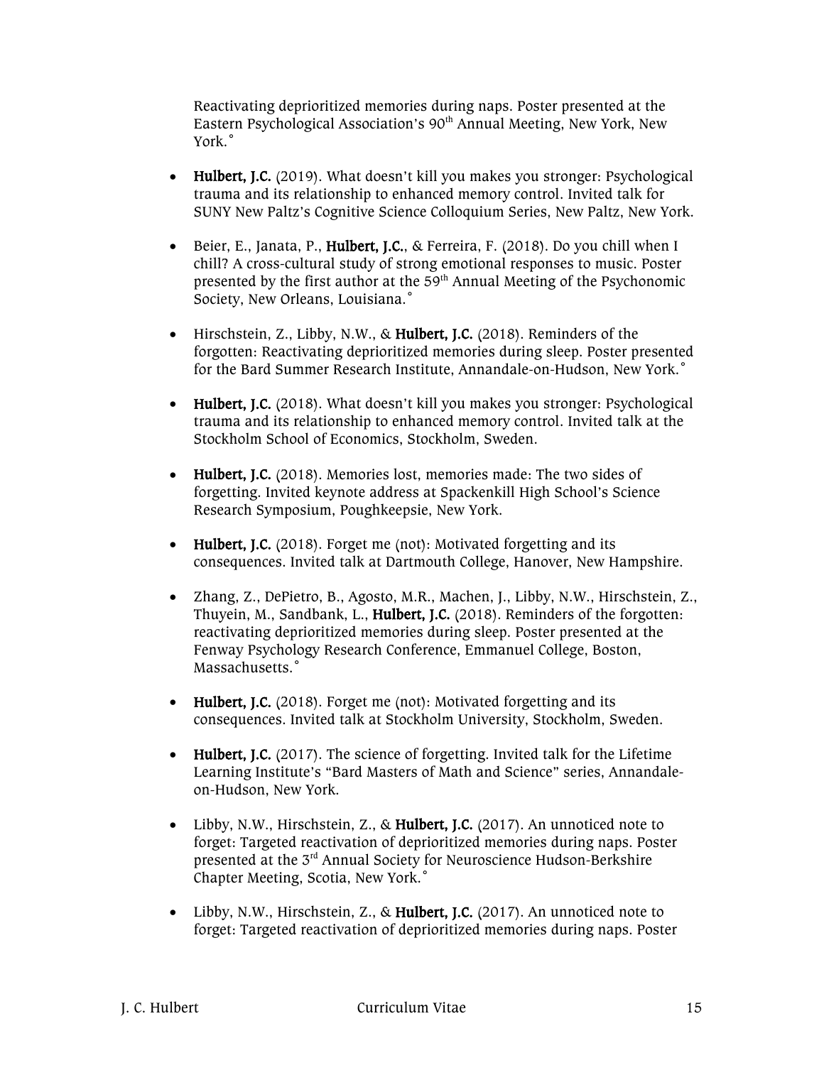Reactivating deprioritized memories during naps. Poster presented at the Eastern Psychological Association's 90th Annual Meeting, New York, New York.˚

- **Hulbert, J.C.** (2019). What doesn't kill you makes you stronger: Psychological trauma and its relationship to enhanced memory control. Invited talk for SUNY New Paltz's Cognitive Science Colloquium Series, New Paltz, New York.

- Beier, E., Janata, P., **Hulbert, J.C.**, & Ferreira, F. (2018). Do you chill when I chill? A cross-cultural study of strong emotional responses to music. Poster presented by the first author at the 59th Annual Meeting of the Psychonomic Society, New Orleans, Louisiana.˚

- Hirschstein, Z., Libby, N.W., & **Hulbert, J.C.** (2018). Reminders of the forgotten: Reactivating deprioritized memories during sleep. Poster presented for the Bard Summer Research Institute, Annandale-on-Hudson, New York.˚

- **Hulbert, J.C.** (2018). What doesn't kill you makes you stronger: Psychological trauma and its relationship to enhanced memory control. Invited talk at the Stockholm School of Economics, Stockholm, Sweden.

- **Hulbert, J.C.** (2018). Memories lost, memories made: The two sides of forgetting. Invited keynote address at Spackenkill High School's Science Research Symposium, Poughkeepsie, New York.

- **Hulbert, J.C.** (2018). Forget me (not): Motivated forgetting and its consequences. Invited talk at Dartmouth College, Hanover, New Hampshire.

- Zhang, Z., DePietro, B., Agosto, M.R., Machen, J., Libby, N.W., Hirschstein, Z., Thuyein, M., Sandbank, L., **Hulbert, J.C.** (2018). Reminders of the forgotten: reactivating deprioritized memories during sleep. Poster presented at the Fenway Psychology Research Conference, Emmanuel College, Boston, Massachusetts.˚

- **Hulbert, J.C.** (2018). Forget me (not): Motivated forgetting and its consequences. Invited talk at Stockholm University, Stockholm, Sweden.

- **Hulbert, J.C.** (2017). The science of forgetting. Invited talk for the Lifetime Learning Institute's "Bard Masters of Math and Science" series, Annandale-on-Hudson, New York.

- Libby, N.W., Hirschstein, Z., & **Hulbert, J.C.** (2017). An unnoticed note to forget: Targeted reactivation of deprioritized memories during naps. Poster presented at the 3rd Annual Society for Neuroscience Hudson-Berkshire Chapter Meeting, Scotia, New York.˚

- Libby, N.W., Hirschstein, Z., & **Hulbert, J.C.** (2017). An unnoticed note to forget: Targeted reactivation of deprioritized memories during naps. Poster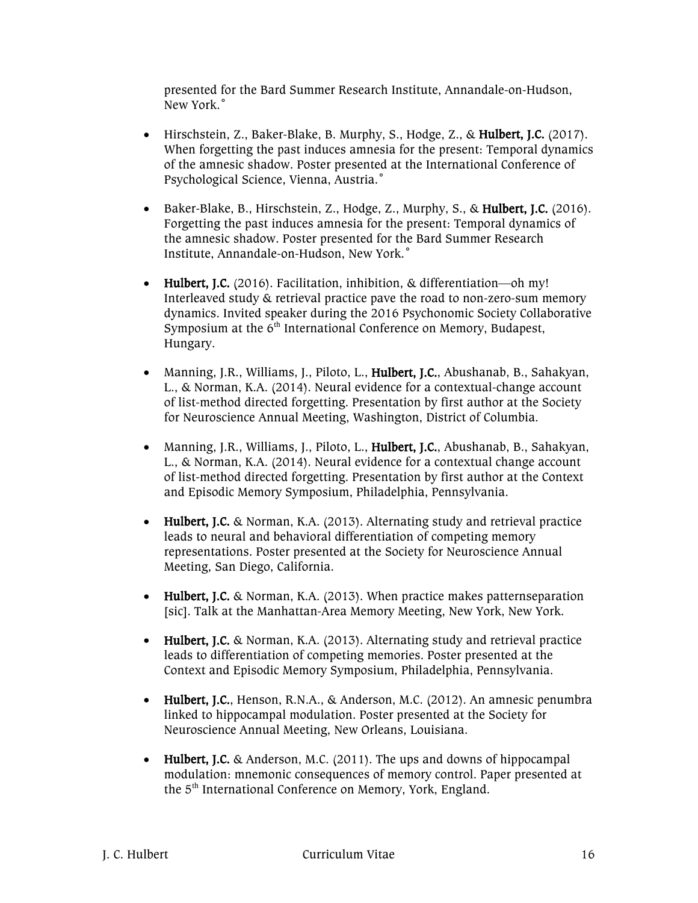presented for the Bard Summer Research Institute, Annandale-on-Hudson, New York.°

- Hirschstein, Z., Baker-Blake, B. Murphy, S., Hodge, Z., & **Hulbert, J.C.** (2017). When forgetting the past induces amnesia for the present: Temporal dynamics of the amnesic shadow. Poster presented at the International Conference of Psychological Science, Vienna, Austria.°

- Baker-Blake, B., Hirschstein, Z., Hodge, Z., Murphy, S., & **Hulbert, J.C.** (2016). Forgetting the past induces amnesia for the present: Temporal dynamics of the amnesic shadow. Poster presented for the Bard Summer Research Institute, Annandale-on-Hudson, New York.°

- **Hulbert, J.C.** (2016). Facilitation, inhibition, & differentiation—oh my! Interleaved study & retrieval practice pave the road to non-zero-sum memory dynamics. Invited speaker during the 2016 Psychonomic Society Collaborative Symposium at the 6th International Conference on Memory, Budapest, Hungary.

- Manning, J.R., Williams, J., Piloto, L., **Hulbert, J.C.**, Abushanab, B., Sahakyan, L., & Norman, K.A. (2014). Neural evidence for a contextual-change account of list-method directed forgetting. Presentation by first author at the Society for Neuroscience Annual Meeting, Washington, District of Columbia.

- Manning, J.R., Williams, J., Piloto, L., **Hulbert, J.C.**, Abushanab, B., Sahakyan, L., & Norman, K.A. (2014). Neural evidence for a contextual change account of list-method directed forgetting. Presentation by first author at the Context and Episodic Memory Symposium, Philadelphia, Pennsylvania.

- **Hulbert, J.C.** & Norman, K.A. (2013). Alternating study and retrieval practice leads to neural and behavioral differentiation of competing memory representations. Poster presented at the Society for Neuroscience Annual Meeting, San Diego, California.

- **Hulbert, J.C.** & Norman, K.A. (2013). When practice makes patternseparation [sic]. Talk at the Manhattan-Area Memory Meeting, New York, New York.

- **Hulbert, J.C.** & Norman, K.A. (2013). Alternating study and retrieval practice leads to differentiation of competing memories. Poster presented at the Context and Episodic Memory Symposium, Philadelphia, Pennsylvania.

- **Hulbert, J.C.**, Henson, R.N.A., & Anderson, M.C. (2012). An amnesic penumbra linked to hippocampal modulation. Poster presented at the Society for Neuroscience Annual Meeting, New Orleans, Louisiana.

- **Hulbert, J.C.** & Anderson, M.C. (2011). The ups and downs of hippocampal modulation: mnemonic consequences of memory control. Paper presented at the 5th International Conference on Memory, York, England.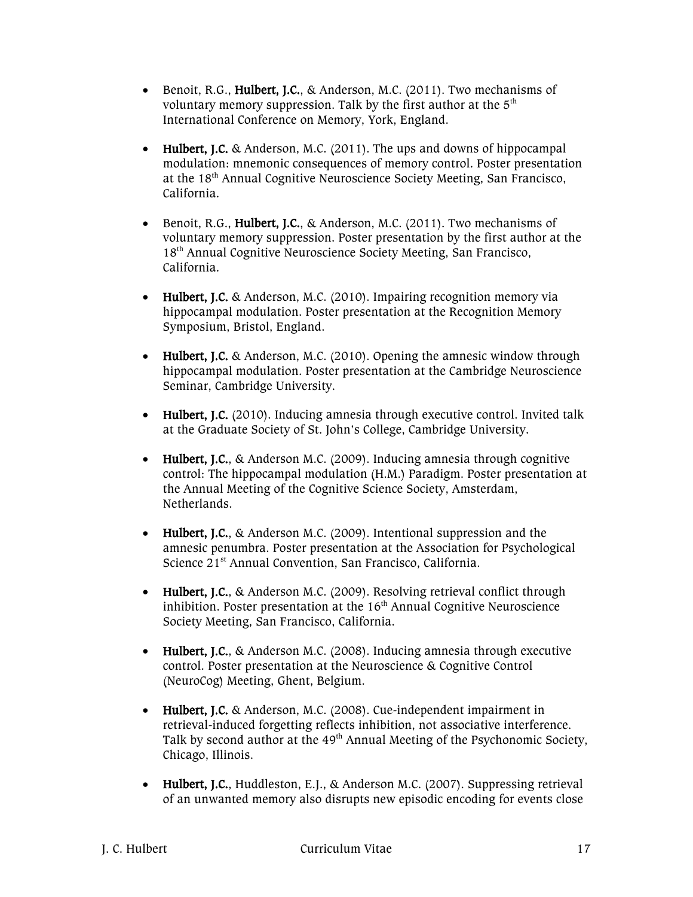- Benoit, R.G., **Hulbert, J.C.**, & Anderson, M.C. (2011). Two mechanisms of voluntary memory suppression. Talk by the first author at the 5th International Conference on Memory, York, England.

- **Hulbert, J.C.** & Anderson, M.C. (2011). The ups and downs of hippocampal modulation: mnemonic consequences of memory control. Poster presentation at the 18th Annual Cognitive Neuroscience Society Meeting, San Francisco, California.

- Benoit, R.G., **Hulbert, J.C.**, & Anderson, M.C. (2011). Two mechanisms of voluntary memory suppression. Poster presentation by the first author at the 18th Annual Cognitive Neuroscience Society Meeting, San Francisco, California.

- **Hulbert, J.C.** & Anderson, M.C. (2010). Impairing recognition memory via hippocampal modulation. Poster presentation at the Recognition Memory Symposium, Bristol, England.

- **Hulbert, J.C.** & Anderson, M.C. (2010). Opening the amnesic window through hippocampal modulation. Poster presentation at the Cambridge Neuroscience Seminar, Cambridge University.

- **Hulbert, J.C.** (2010). Inducing amnesia through executive control. Invited talk at the Graduate Society of St. John's College, Cambridge University.

- **Hulbert, J.C.**, & Anderson M.C. (2009). Inducing amnesia through cognitive control: The hippocampal modulation (H.M.) Paradigm. Poster presentation at the Annual Meeting of the Cognitive Science Society, Amsterdam, Netherlands.

- **Hulbert, J.C.**, & Anderson M.C. (2009). Intentional suppression and the amnesic penumbra. Poster presentation at the Association for Psychological Science 21st Annual Convention, San Francisco, California.

- **Hulbert, J.C.**, & Anderson M.C. (2009). Resolving retrieval conflict through inhibition. Poster presentation at the 16th Annual Cognitive Neuroscience Society Meeting, San Francisco, California.

- **Hulbert, J.C.**, & Anderson M.C. (2008). Inducing amnesia through executive control. Poster presentation at the Neuroscience & Cognitive Control (NeuroCog) Meeting, Ghent, Belgium.

- **Hulbert, J.C.** & Anderson, M.C. (2008). Cue-independent impairment in retrieval-induced forgetting reflects inhibition, not associative interference. Talk by second author at the 49th Annual Meeting of the Psychonomic Society, Chicago, Illinois.

- **Hulbert, J.C.**, Huddleston, E.J., & Anderson M.C. (2007). Suppressing retrieval of an unwanted memory also disrupts new episodic encoding for events close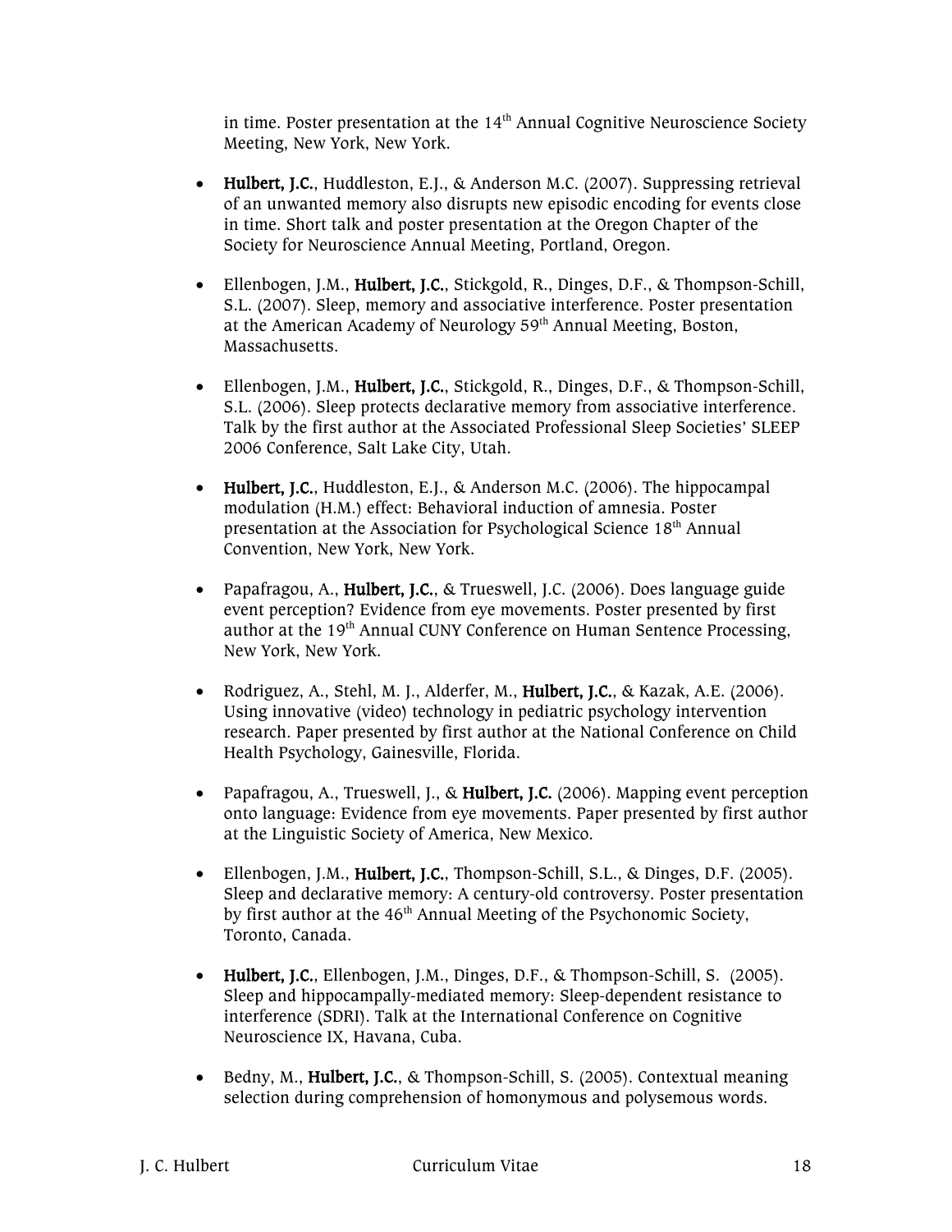in time. Poster presentation at the 14th Annual Cognitive Neuroscience Society Meeting, New York, New York.

- **Hulbert, J.C.**, Huddleston, E.J., & Anderson M.C. (2007). Suppressing retrieval of an unwanted memory also disrupts new episodic encoding for events close in time. Short talk and poster presentation at the Oregon Chapter of the Society for Neuroscience Annual Meeting, Portland, Oregon.

- Ellenbogen, J.M., **Hulbert, J.C.**, Stickgold, R., Dinges, D.F., & Thompson-Schill, S.L. (2007). Sleep, memory and associative interference. Poster presentation at the American Academy of Neurology 59th Annual Meeting, Boston, Massachusetts.

- Ellenbogen, J.M., **Hulbert, J.C.**, Stickgold, R., Dinges, D.F., & Thompson-Schill, S.L. (2006). Sleep protects declarative memory from associative interference. Talk by the first author at the Associated Professional Sleep Societies' SLEEP 2006 Conference, Salt Lake City, Utah.

- **Hulbert, J.C.**, Huddleston, E.J., & Anderson M.C. (2006). The hippocampal modulation (H.M.) effect: Behavioral induction of amnesia. Poster presentation at the Association for Psychological Science 18th Annual Convention, New York, New York.

- Papafragou, A., **Hulbert, J.C.**, & Trueswell, J.C. (2006). Does language guide event perception? Evidence from eye movements. Poster presented by first author at the 19th Annual CUNY Conference on Human Sentence Processing, New York, New York.

- Rodriguez, A., Stehl, M. J., Alderfer, M., **Hulbert, J.C.**, & Kazak, A.E. (2006). Using innovative (video) technology in pediatric psychology intervention research. Paper presented by first author at the National Conference on Child Health Psychology, Gainesville, Florida.

- Papafragou, A., Trueswell, J., & **Hulbert, J.C.** (2006). Mapping event perception onto language: Evidence from eye movements. Paper presented by first author at the Linguistic Society of America, New Mexico.

- Ellenbogen, J.M., **Hulbert, J.C.**, Thompson-Schill, S.L., & Dinges, D.F. (2005). Sleep and declarative memory: A century-old controversy. Poster presentation by first author at the 46th Annual Meeting of the Psychonomic Society, Toronto, Canada.

- **Hulbert, J.C.**, Ellenbogen, J.M., Dinges, D.F., & Thompson-Schill, S. (2005). Sleep and hippocampally-mediated memory: Sleep-dependent resistance to interference (SDRI). Talk at the International Conference on Cognitive Neuroscience IX, Havana, Cuba.

- Bedny, M., **Hulbert, J.C.**, & Thompson-Schill, S. (2005). Contextual meaning selection during comprehension of homonymous and polysemous words.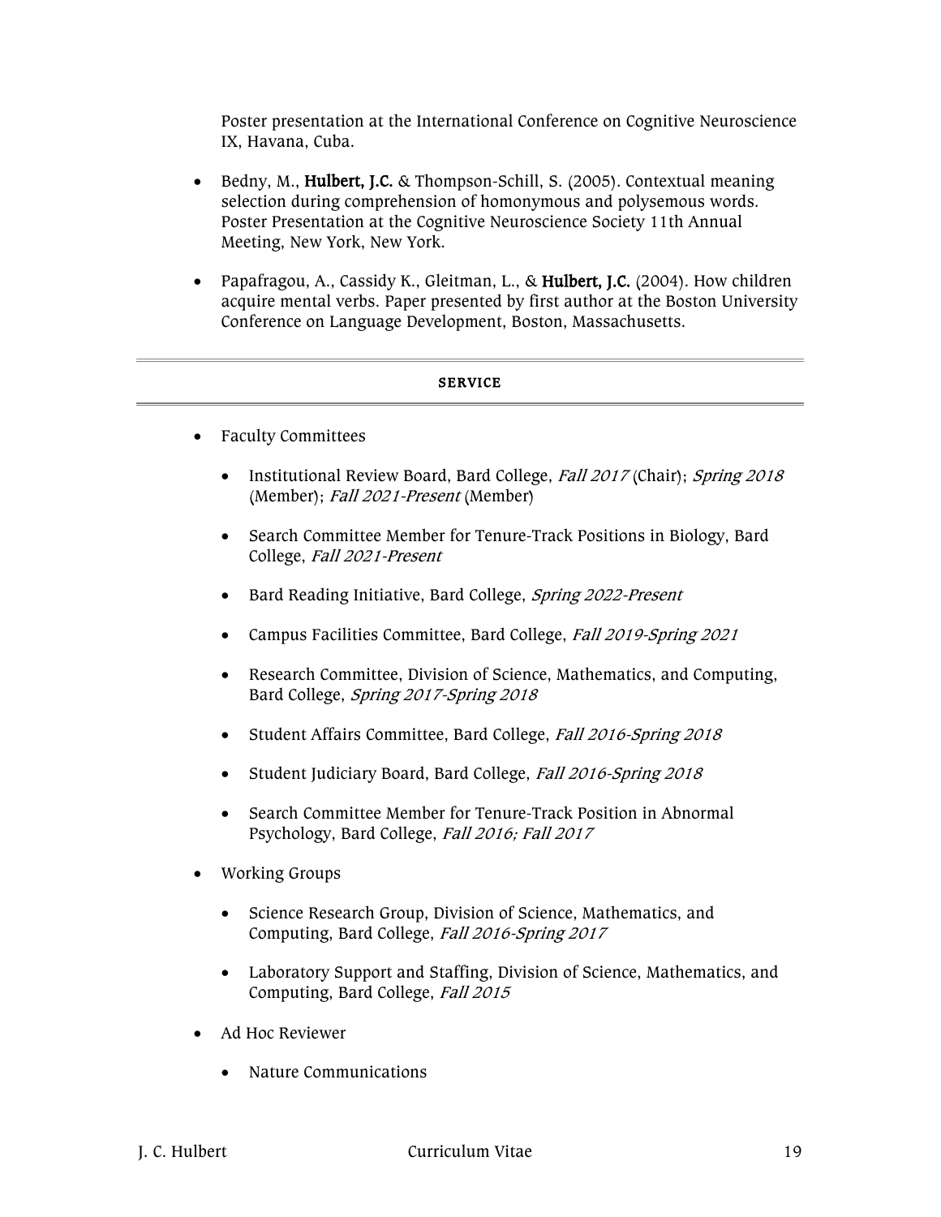Poster presentation at the International Conference on Cognitive Neuroscience IX, Havana, Cuba.

- Bedny, M., **Hulbert, J.C.** & Thompson-Schill, S. (2005). Contextual meaning selection during comprehension of homonymous and polysemous words. Poster Presentation at the Cognitive Neuroscience Society 11th Annual Meeting, New York, New York.

- Papafragou, A., Cassidy K., Gleitman, L., & **Hulbert, J.C.** (2004). How children acquire mental verbs. Paper presented by first author at the Boston University Conference on Language Development, Boston, Massachusetts.

---

## SERVICE

---

- Faculty Committees

  - Institutional Review Board, Bard College, *Fall 2017* (Chair); *Spring 2018* (Member); *Fall 2021-Present* (Member)

  - Search Committee Member for Tenure-Track Positions in Biology, Bard College, *Fall 2021-Present*

  - Bard Reading Initiative, Bard College, *Spring 2022-Present*

  - Campus Facilities Committee, Bard College, *Fall 2019-Spring 2021*

  - Research Committee, Division of Science, Mathematics, and Computing, Bard College, *Spring 2017-Spring 2018*

  - Student Affairs Committee, Bard College, *Fall 2016-Spring 2018*

  - Student Judiciary Board, Bard College, *Fall 2016-Spring 2018*

  - Search Committee Member for Tenure-Track Position in Abnormal Psychology, Bard College, *Fall 2016; Fall 2017*

- Working Groups

  - Science Research Group, Division of Science, Mathematics, and Computing, Bard College, *Fall 2016-Spring 2017*

  - Laboratory Support and Staffing, Division of Science, Mathematics, and Computing, Bard College, *Fall 2015*

- Ad Hoc Reviewer

  - Nature Communications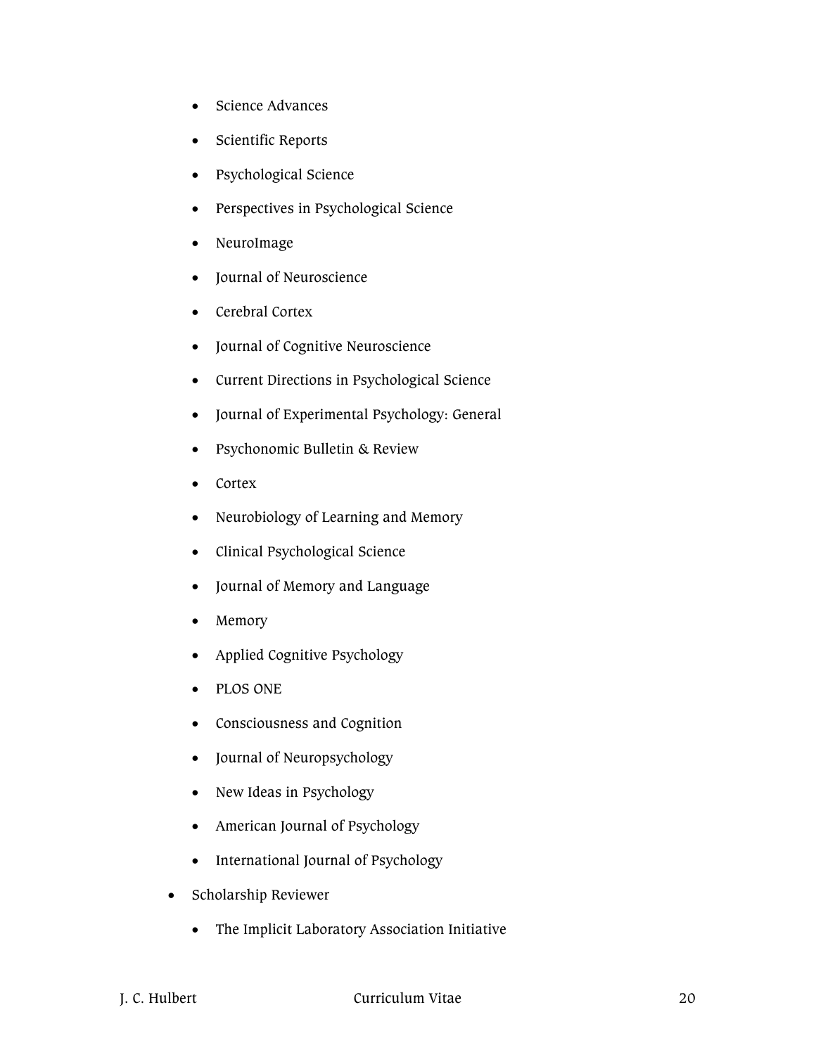- Science Advances
    - Scientific Reports
    - Psychological Science
    - Perspectives in Psychological Science
    - NeuroImage
    - Journal of Neuroscience
    - Cerebral Cortex
    - Journal of Cognitive Neuroscience
    - Current Directions in Psychological Science
    - Journal of Experimental Psychology: General
    - Psychonomic Bulletin & Review
    - Cortex
    - Neurobiology of Learning and Memory
    - Clinical Psychological Science
    - Journal of Memory and Language
    - Memory
    - Applied Cognitive Psychology
    - PLOS ONE
    - Consciousness and Cognition
    - Journal of Neuropsychology
    - New Ideas in Psychology
    - American Journal of Psychology
    - International Journal of Psychology
- Scholarship Reviewer
    - The Implicit Laboratory Association Initiative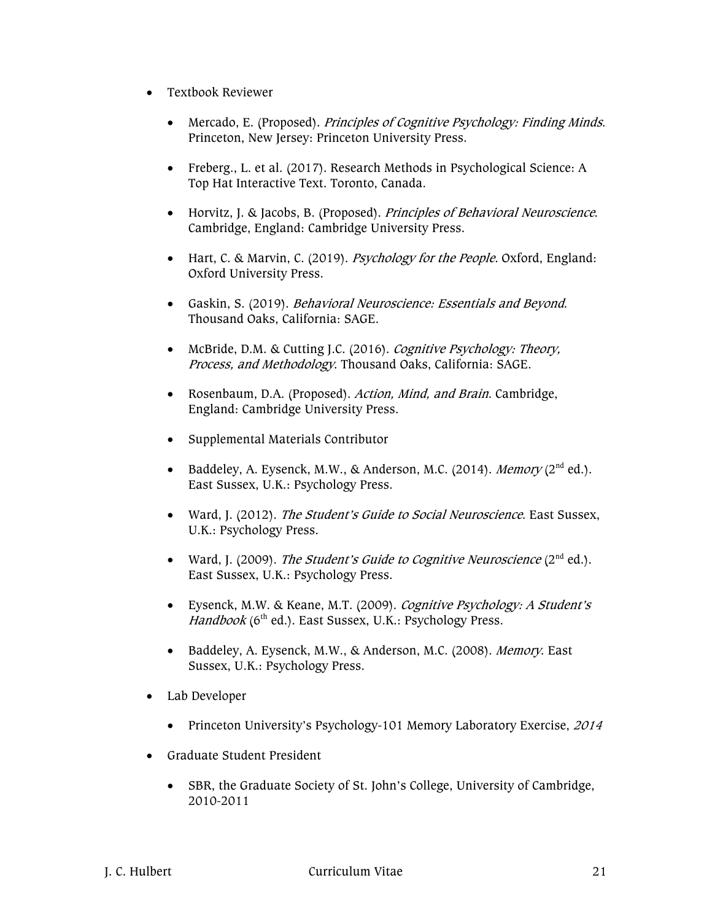- Textbook Reviewer

    - Mercado, E. (Proposed). *Principles of Cognitive Psychology: Finding Minds*. Princeton, New Jersey: Princeton University Press.

    - Freberg., L. et al. (2017). Research Methods in Psychological Science: A Top Hat Interactive Text. Toronto, Canada.

    - Horvitz, J. & Jacobs, B. (Proposed). *Principles of Behavioral Neuroscience*. Cambridge, England: Cambridge University Press.

    - Hart, C. & Marvin, C. (2019). *Psychology for the People.* Oxford, England: Oxford University Press.

    - Gaskin, S. (2019). *Behavioral Neuroscience: Essentials and Beyond*. Thousand Oaks, California: SAGE.

    - McBride, D.M. & Cutting J.C. (2016). *Cognitive Psychology: Theory, Process, and Methodology*. Thousand Oaks, California: SAGE.

    - Rosenbaum, D.A. (Proposed). *Action, Mind, and Brain*. Cambridge, England: Cambridge University Press.

    - Supplemental Materials Contributor

    - Baddeley, A. Eysenck, M.W., & Anderson, M.C. (2014). *Memory* (2nd ed.). East Sussex, U.K.: Psychology Press.

    - Ward, J. (2012). *The Student's Guide to Social Neuroscience*. East Sussex, U.K.: Psychology Press.

    - Ward, J. (2009). *The Student's Guide to Cognitive Neuroscience* (2nd ed.). East Sussex, U.K.: Psychology Press.

    - Eysenck, M.W. & Keane, M.T. (2009). *Cognitive Psychology: A Student's Handbook* (6th ed.). East Sussex, U.K.: Psychology Press.

    - Baddeley, A. Eysenck, M.W., & Anderson, M.C. (2008). *Memory.* East Sussex, U.K.: Psychology Press.

- Lab Developer

    - Princeton University's Psychology-101 Memory Laboratory Exercise, *2014*

- Graduate Student President

    - SBR, the Graduate Society of St. John's College, University of Cambridge, 2010-2011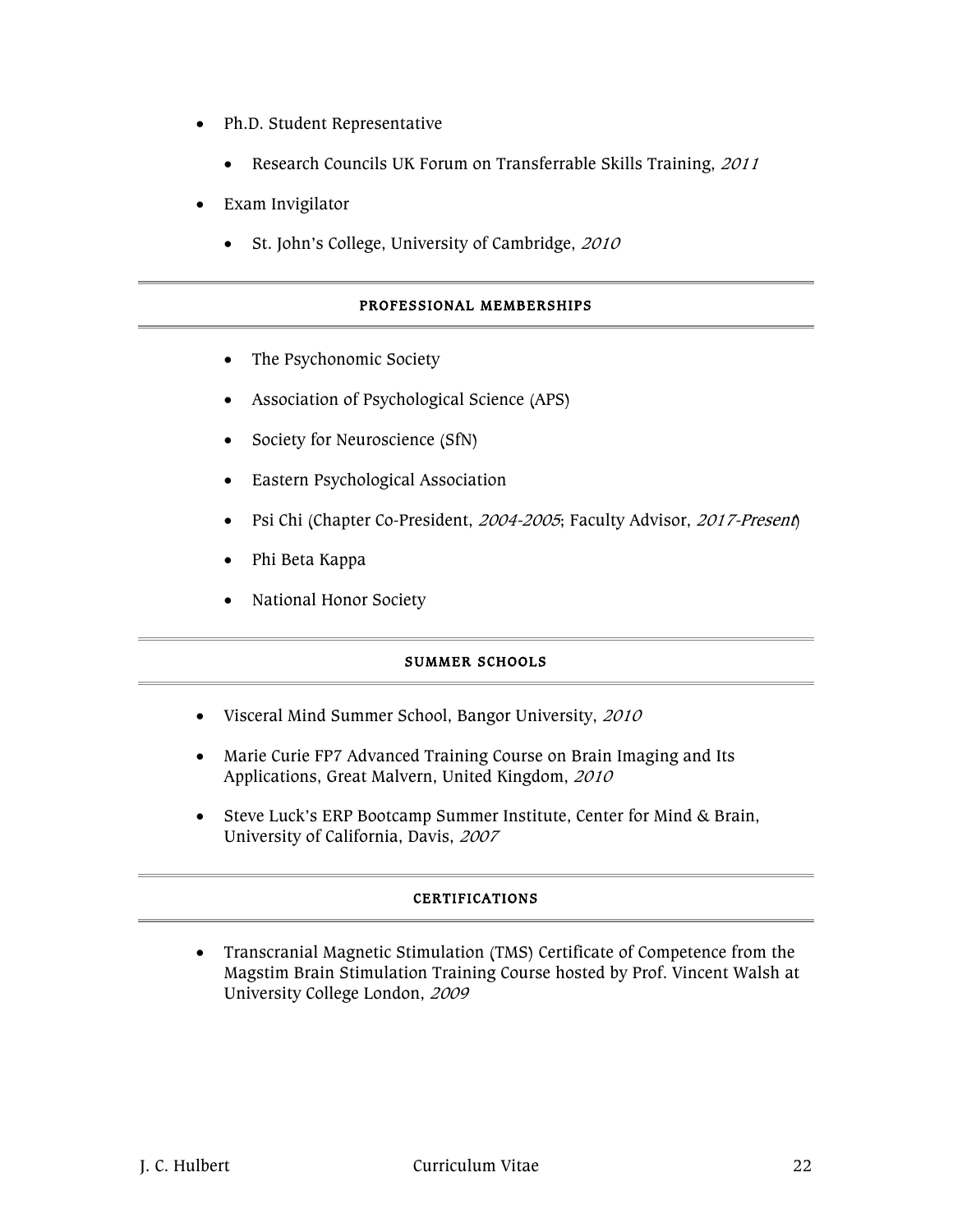- Ph.D. Student Representative
  - Research Councils UK Forum on Transferrable Skills Training, *2011*
- Exam Invigilator
  - St. John's College, University of Cambridge, *2010*

## PROFESSIONAL MEMBERSHIPS

- The Psychonomic Society
- Association of Psychological Science (APS)
- Society for Neuroscience (SfN)
- Eastern Psychological Association
- Psi Chi (Chapter Co-President, *2004-2005*; Faculty Advisor, *2017-Present*)
- Phi Beta Kappa
- National Honor Society

## SUMMER SCHOOLS

- Visceral Mind Summer School, Bangor University, *2010*
- Marie Curie FP7 Advanced Training Course on Brain Imaging and Its Applications, Great Malvern, United Kingdom, *2010*
- Steve Luck's ERP Bootcamp Summer Institute, Center for Mind & Brain, University of California, Davis, *2007*

## CERTIFICATIONS

- Transcranial Magnetic Stimulation (TMS) Certificate of Competence from the Magstim Brain Stimulation Training Course hosted by Prof. Vincent Walsh at University College London, *2009*